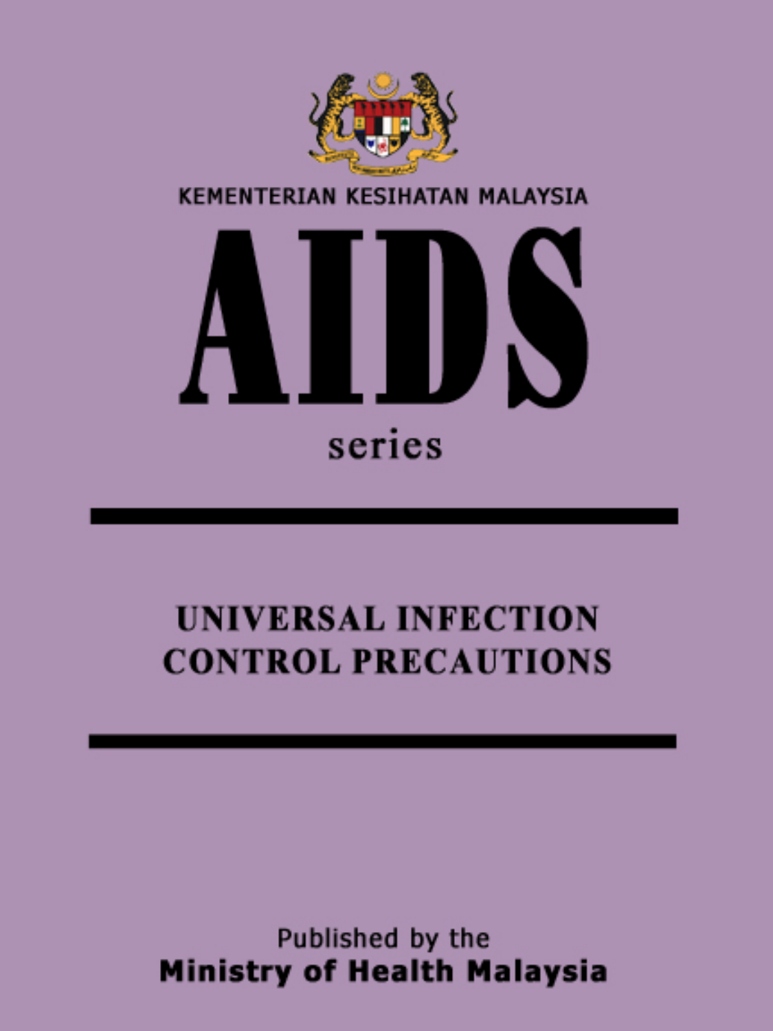KEMENTERIAN KESIHATAN MALAYSIA

# AIDS

series

## UNIVERSAL INFECTION CONTROL PRECAUTIONS

Published by the

**Ministry of Health Malaysia**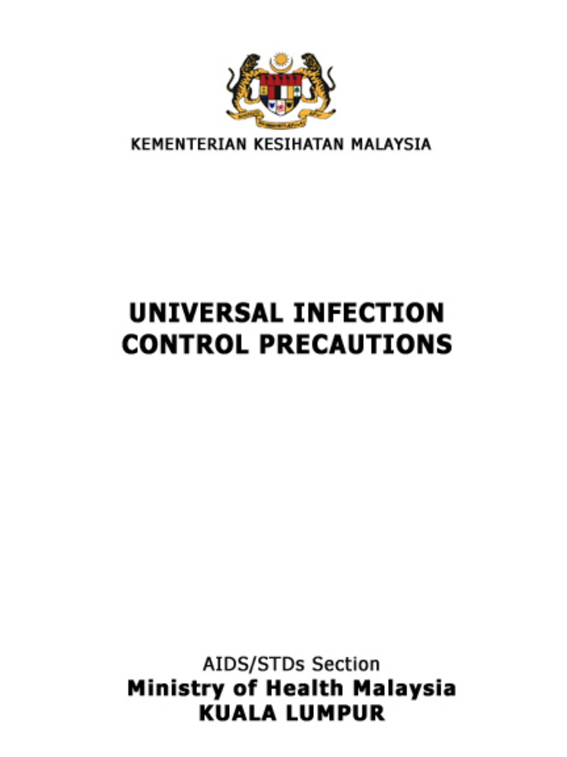KEMENTERIAN KESIHATAN MALAYSIA

# UNIVERSAL INFECTION CONTROL PRECAUTIONS

AIDS/STDs Section

**Ministry of Health Malaysia**

**KUALA LUMPUR**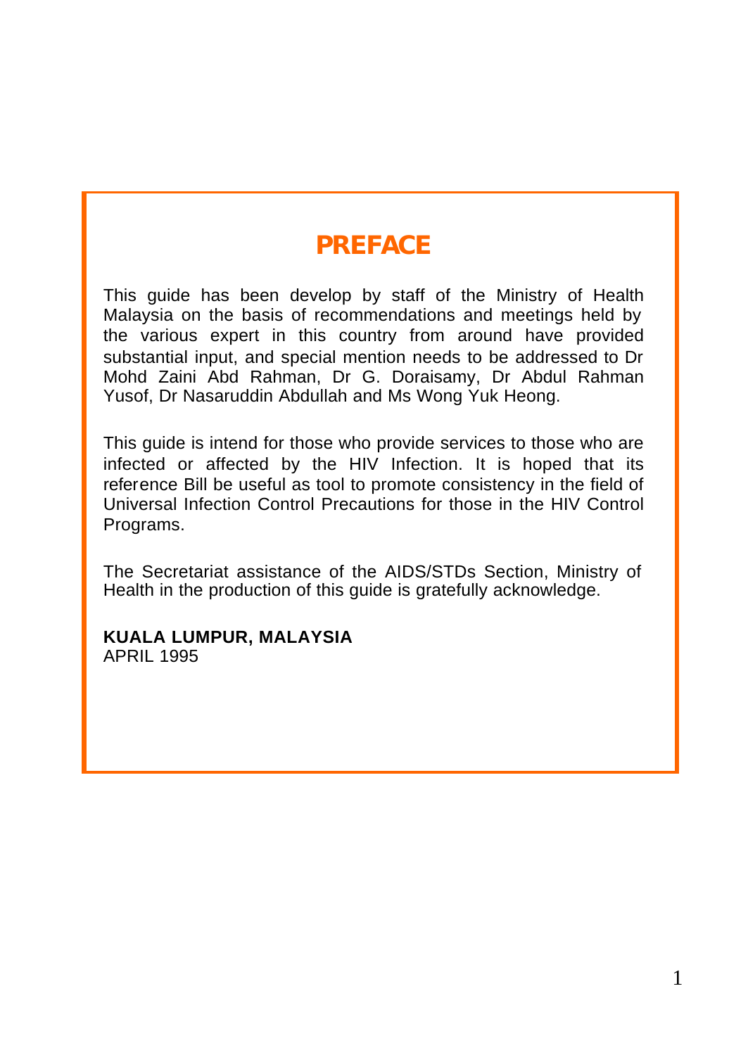# PREFACE

This guide has been develop by staff of the Ministry of Health Malaysia on the basis of recommendations and meetings held by the various expert in this country from around have provided substantial input, and special mention needs to be addressed to Dr Mohd Zaini Abd Rahman, Dr G. Doraisamy, Dr Abdul Rahman Yusof, Dr Nasaruddin Abdullah and Ms Wong Yuk Heong.

This guide is intend for those who provide services to those who are infected or affected by the HIV Infection. It is hoped that its reference Bill be useful as tool to promote consistency in the field of Universal Infection Control Precautions for those in the HIV Control Programs.

The Secretariat assistance of the AIDS/STDs Section, Ministry of Health in the production of this guide is gratefully acknowledge.

**KUALA LUMPUR, MALAYSIA**
APRIL 1995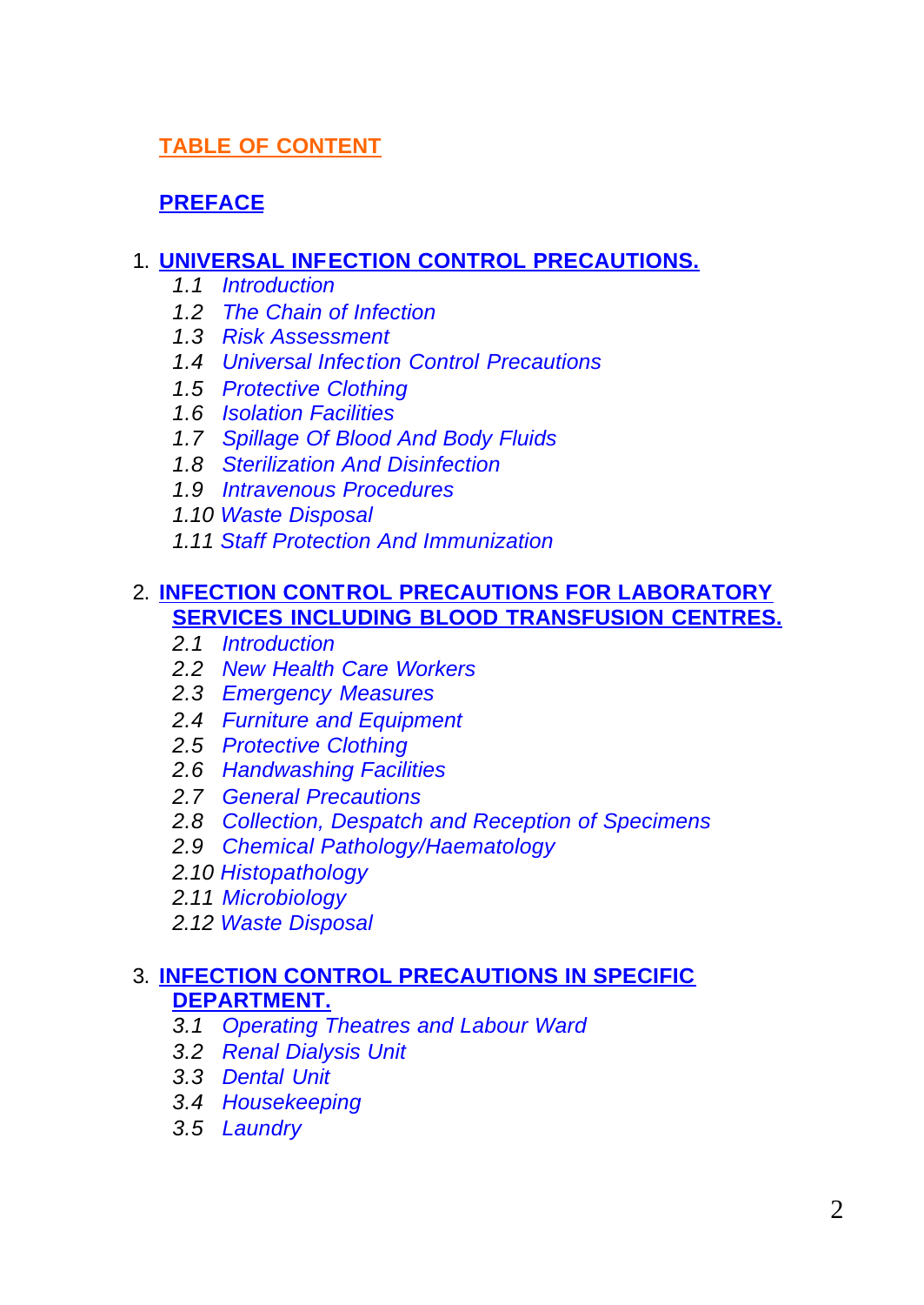# TABLE OF CONTENT

## PREFACE

1. **UNIVERSAL INFECTION CONTROL PRECAUTIONS.**
   - *1.1 Introduction*
   - *1.2 The Chain of Infection*
   - *1.3 Risk Assessment*
   - *1.4 Universal Infection Control Precautions*
   - *1.5 Protective Clothing*
   - *1.6 Isolation Facilities*
   - *1.7 Spillage Of Blood And Body Fluids*
   - *1.8 Sterilization And Disinfection*
   - *1.9 Intravenous Procedures*
   - *1.10 Waste Disposal*
   - *1.11 Staff Protection And Immunization*

2. **INFECTION CONTROL PRECAUTIONS FOR LABORATORY SERVICES INCLUDING BLOOD TRANSFUSION CENTRES.**
   - *2.1 Introduction*
   - *2.2 New Health Care Workers*
   - *2.3 Emergency Measures*
   - *2.4 Furniture and Equipment*
   - *2.5 Protective Clothing*
   - *2.6 Handwashing Facilities*
   - *2.7 General Precautions*
   - *2.8 Collection, Despatch and Reception of Specimens*
   - *2.9 Chemical Pathology/Haematology*
   - *2.10 Histopathology*
   - *2.11 Microbiology*
   - *2.12 Waste Disposal*

3. **INFECTION CONTROL PRECAUTIONS IN SPECIFIC DEPARTMENT.**
   - *3.1 Operating Theatres and Labour Ward*
   - *3.2 Renal Dialysis Unit*
   - *3.3 Dental Unit*
   - *3.4 Housekeeping*
   - *3.5 Laundry*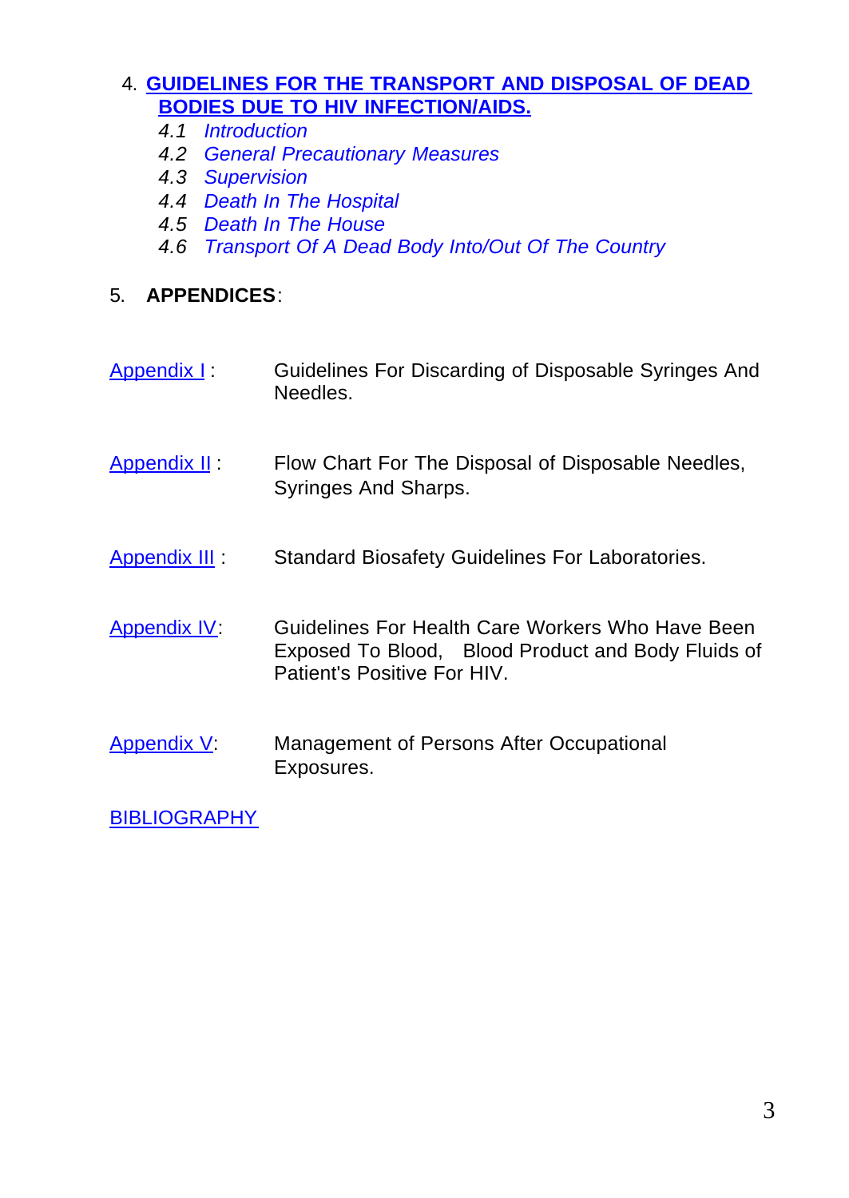4. **GUIDELINES FOR THE TRANSPORT AND DISPOSAL OF DEAD BODIES DUE TO HIV INFECTION/AIDS.**
   - *4.1 Introduction*
   - *4.2 General Precautionary Measures*
   - *4.3 Supervision*
   - *4.4 Death In The Hospital*
   - *4.5 Death In The House*
   - *4.6 Transport Of A Dead Body Into/Out Of The Country*

5. **APPENDICES**:

| | |
|---|---|
| Appendix I : | Guidelines For Discarding of Disposable Syringes And Needles. |
| Appendix II : | Flow Chart For The Disposal of Disposable Needles, Syringes And Sharps. |
| Appendix III : | Standard Biosafety Guidelines For Laboratories. |
| Appendix IV: | Guidelines For Health Care Workers Who Have Been Exposed To Blood, Blood Product and Body Fluids of Patient's Positive For HIV. |
| Appendix V: | Management of Persons After Occupational Exposures. |

BIBLIOGRAPHY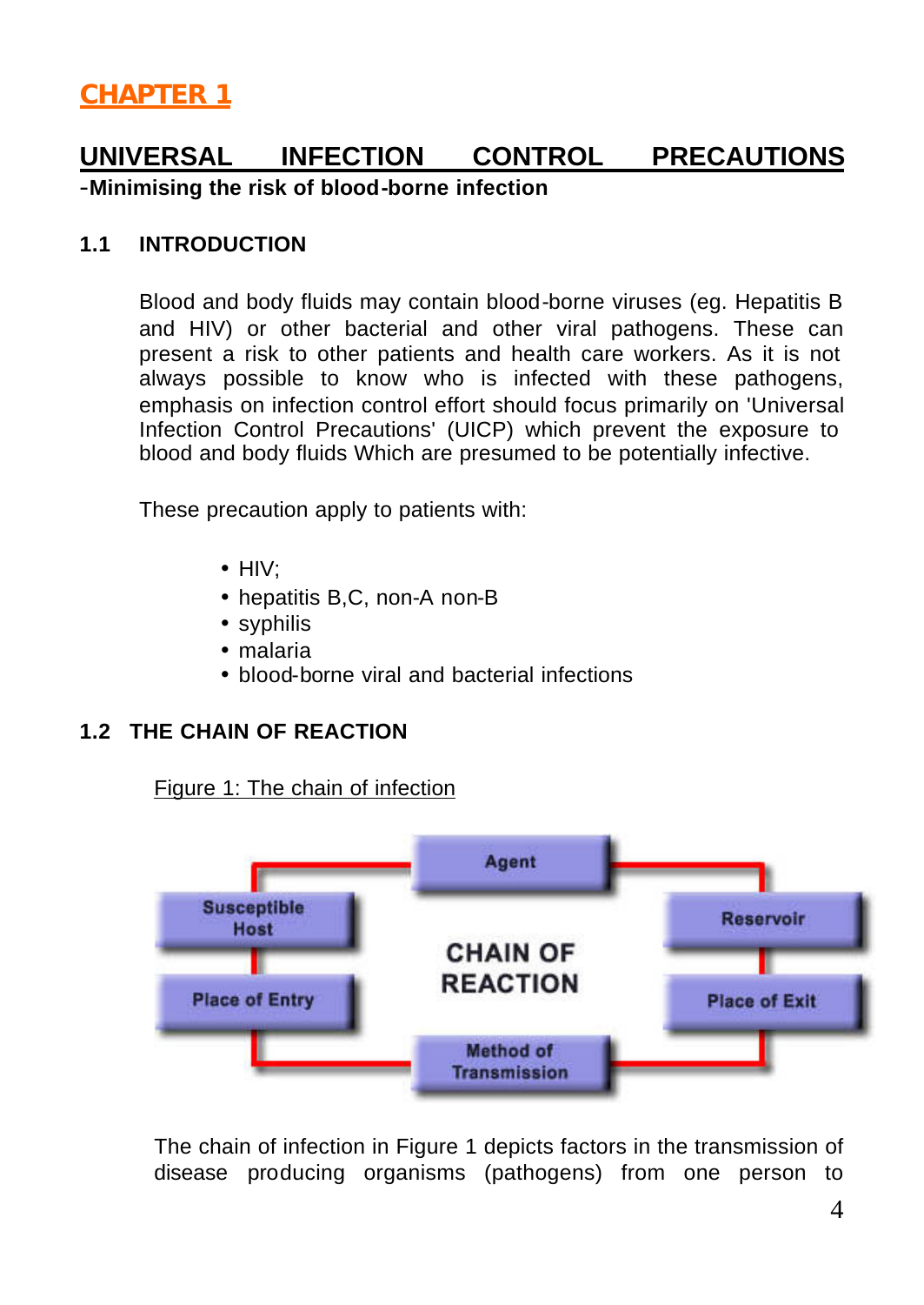# CHAPTER 1

## UNIVERSAL INFECTION CONTROL PRECAUTIONS

**-Minimising the risk of blood-borne infection**

### 1.1 INTRODUCTION

Blood and body fluids may contain blood-borne viruses (eg. Hepatitis B and HIV) or other bacterial and other viral pathogens. These can present a risk to other patients and health care workers. As it is not always possible to know who is infected with these pathogens, emphasis on infection control effort should focus primarily on 'Universal Infection Control Precautions' (UICP) which prevent the exposure to blood and body fluids Which are presumed to be potentially infective.

These precaution apply to patients with:

- HIV;
- hepatitis B,C, non-A non-B
- syphilis
- malaria
- blood-borne viral and bacterial infections

### 1.2 THE CHAIN OF REACTION

Figure 1: The chain of infection

Agent → Reservoir → Place of Exit → Method of Transmission → Place of Entry → Susceptible Host → Agent

CHAIN OF REACTION

The chain of infection in Figure 1 depicts factors in the transmission of disease producing organisms (pathogens) from one person to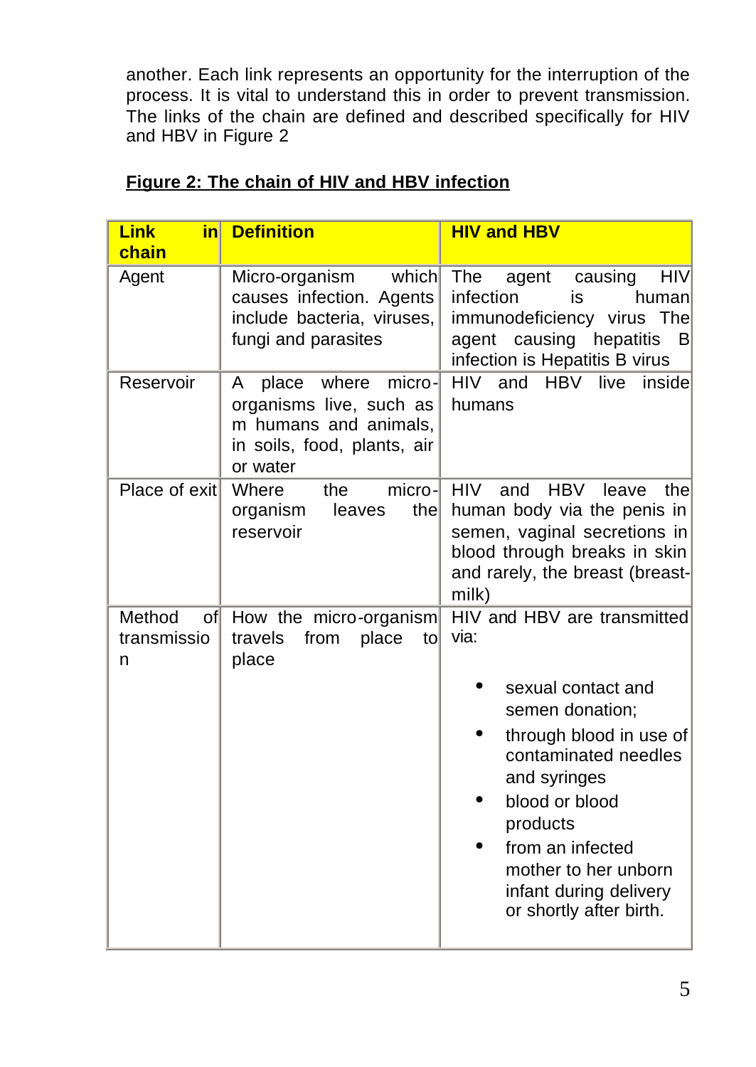another. Each link represents an opportunity for the interruption of the process. It is vital to understand this in order to prevent transmission. The links of the chain are defined and described specifically for HIV and HBV in Figure 2

**Figure 2: The chain of HIV and HBV infection**

| Link in chain | Definition | HIV and HBV |
|---|---|---|
| Agent | Micro-organism which causes infection. Agents include bacteria, viruses, fungi and parasites | The agent causing HIV infection is human immunodeficiency virus The agent causing hepatitis B infection is Hepatitis B virus |
| Reservoir | A place where micro-organisms live, such as m humans and animals, in soils, food, plants, air or water | HIV and HBV live inside humans |
| Place of exit | Where the micro-organism leaves the reservoir | HIV and HBV leave the human body via the penis in semen, vaginal secretions in blood through breaks in skin and rarely, the breast (breast-milk) |
| Method of transmission | How the micro-organism travels from place to place | HIV and HBV are transmitted via: <br>• sexual contact and semen donation; <br>• through blood in use of contaminated needles and syringes <br>• blood or blood products <br>• from an infected mother to her unborn infant during delivery or shortly after birth. |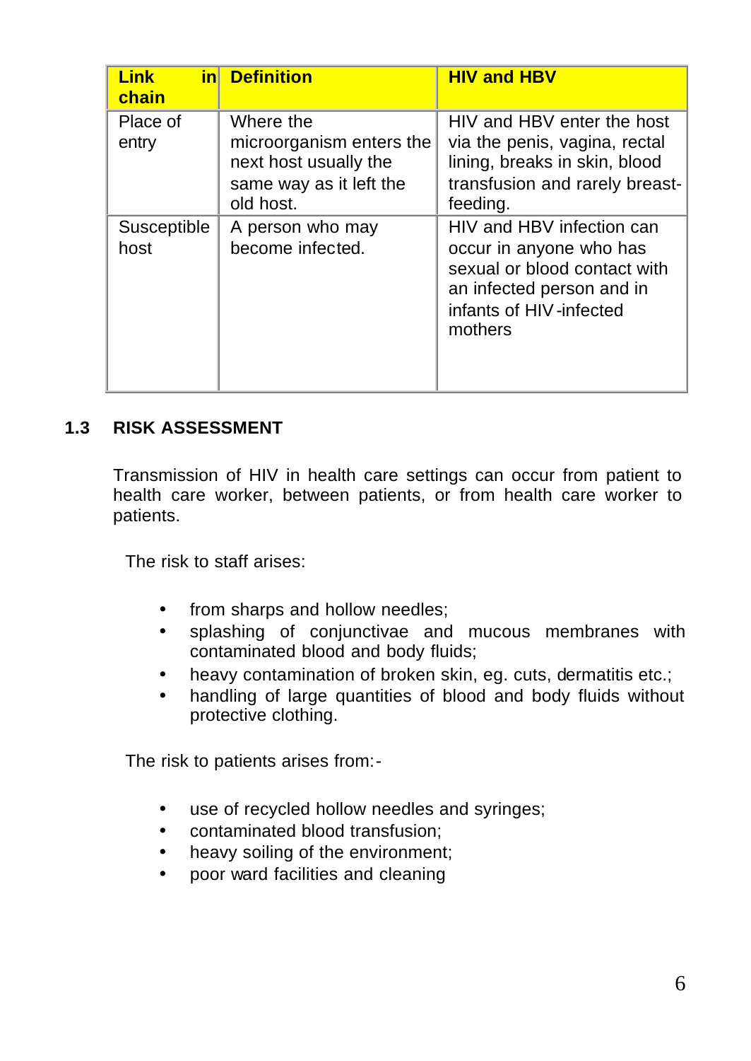| Link in chain | Definition | HIV and HBV |
|---|---|---|
| Place of entry | Where the microorganism enters the next host usually the same way as it left the old host. | HIV and HBV enter the host via the penis, vagina, rectal lining, breaks in skin, blood transfusion and rarely breast-feeding. |
| Susceptible host | A person who may become infected. | HIV and HBV infection can occur in anyone who has sexual or blood contact with an infected person and in infants of HIV-infected mothers |

## 1.3 RISK ASSESSMENT

Transmission of HIV in health care settings can occur from patient to health care worker, between patients, or from health care worker to patients.

The risk to staff arises:

- from sharps and hollow needles;
- splashing of conjunctivae and mucous membranes with contaminated blood and body fluids;
- heavy contamination of broken skin, eg. cuts, dermatitis etc.;
- handling of large quantities of blood and body fluids without protective clothing.

The risk to patients arises from:-

- use of recycled hollow needles and syringes;
- contaminated blood transfusion;
- heavy soiling of the environment;
- poor ward facilities and cleaning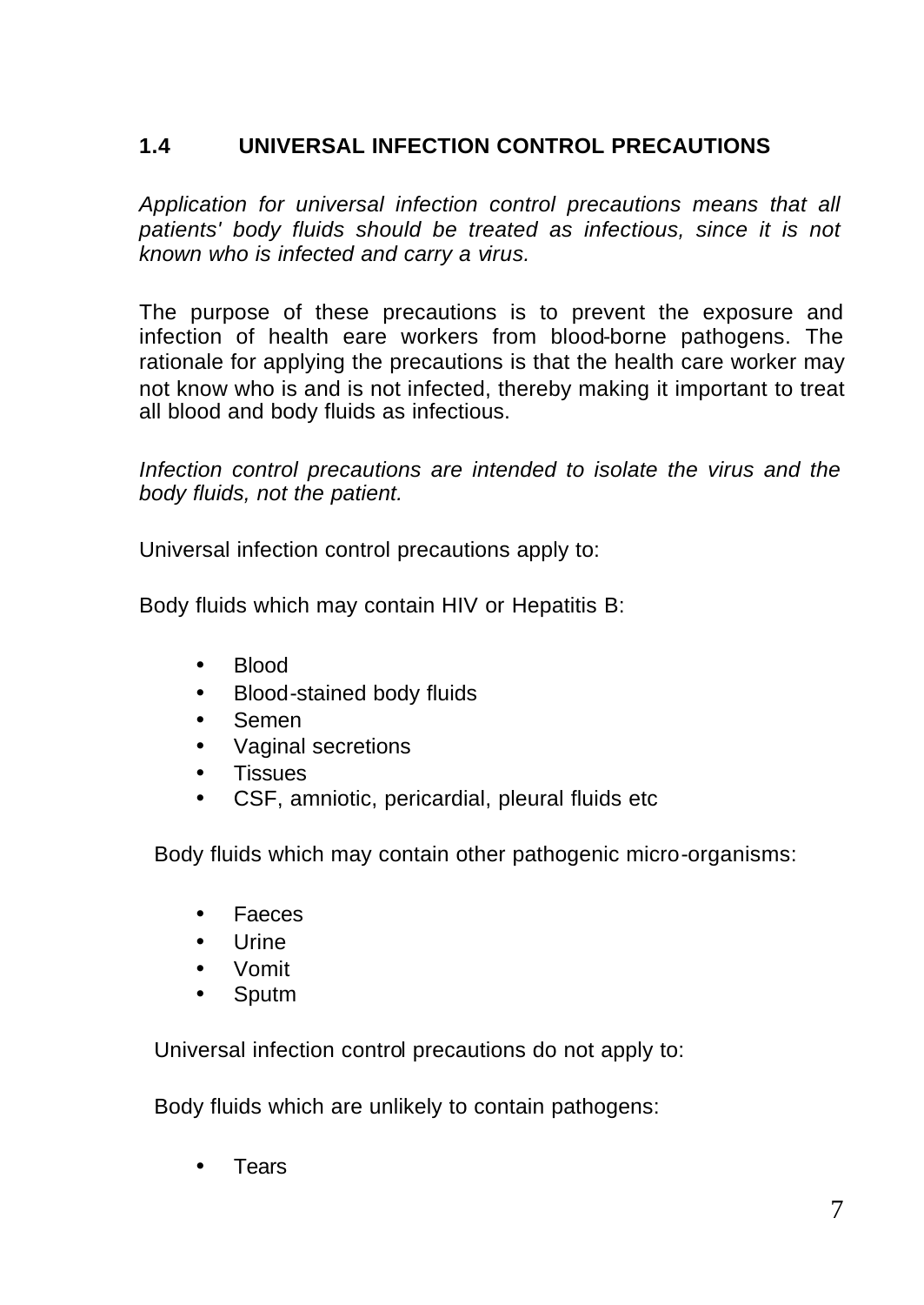## 1.4 UNIVERSAL INFECTION CONTROL PRECAUTIONS

*Application for universal infection control precautions means that all patients' body fluids should be treated as infectious, since it is not known who is infected and carry a virus.*

The purpose of these precautions is to prevent the exposure and infection of health eare workers from blood-borne pathogens. The rationale for applying the precautions is that the health care worker may not know who is and is not infected, thereby making it important to treat all blood and body fluids as infectious.

*Infection control precautions are intended to isolate the virus and the body fluids, not the patient.*

Universal infection control precautions apply to:

Body fluids which may contain HIV or Hepatitis B:

- Blood
- Blood-stained body fluids
- Semen
- Vaginal secretions
- Tissues
- CSF, amniotic, pericardial, pleural fluids etc

Body fluids which may contain other pathogenic micro-organisms:

- Faeces
- Urine
- Vomit
- Sputm

Universal infection control precautions do not apply to:

Body fluids which are unlikely to contain pathogens:

- Tears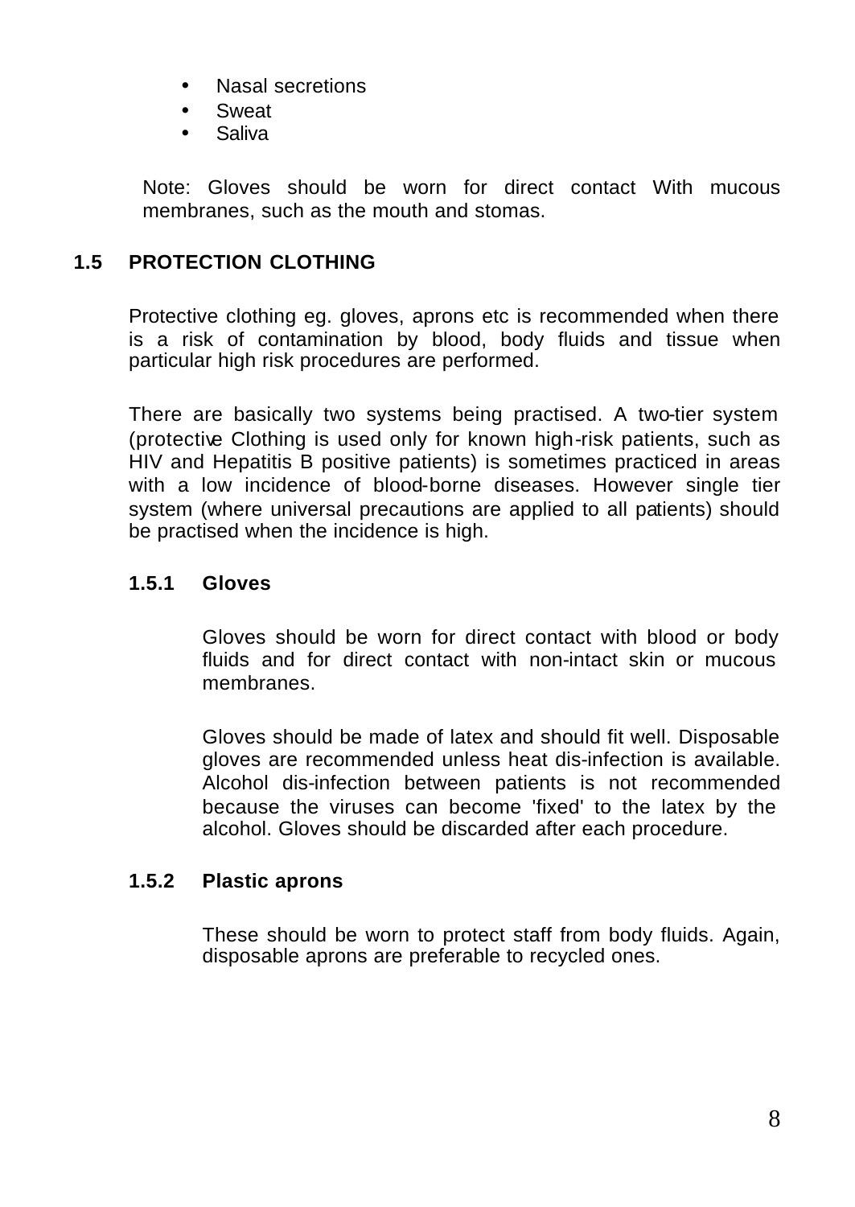- Nasal secretions
- Sweat
- Saliva

Note: Gloves should be worn for direct contact With mucous membranes, such as the mouth and stomas.

## 1.5 PROTECTION CLOTHING

Protective clothing eg. gloves, aprons etc is recommended when there is a risk of contamination by blood, body fluids and tissue when particular high risk procedures are performed.

There are basically two systems being practised. A two-tier system (protective Clothing is used only for known high-risk patients, such as HIV and Hepatitis B positive patients) is sometimes practiced in areas with a low incidence of blood-borne diseases. However single tier system (where universal precautions are applied to all patients) should be practised when the incidence is high.

### 1.5.1 Gloves

Gloves should be worn for direct contact with blood or body fluids and for direct contact with non-intact skin or mucous membranes.

Gloves should be made of latex and should fit well. Disposable gloves are recommended unless heat dis-infection is available. Alcohol dis-infection between patients is not recommended because the viruses can become 'fixed' to the latex by the alcohol. Gloves should be discarded after each procedure.

### 1.5.2 Plastic aprons

These should be worn to protect staff from body fluids. Again, disposable aprons are preferable to recycled ones.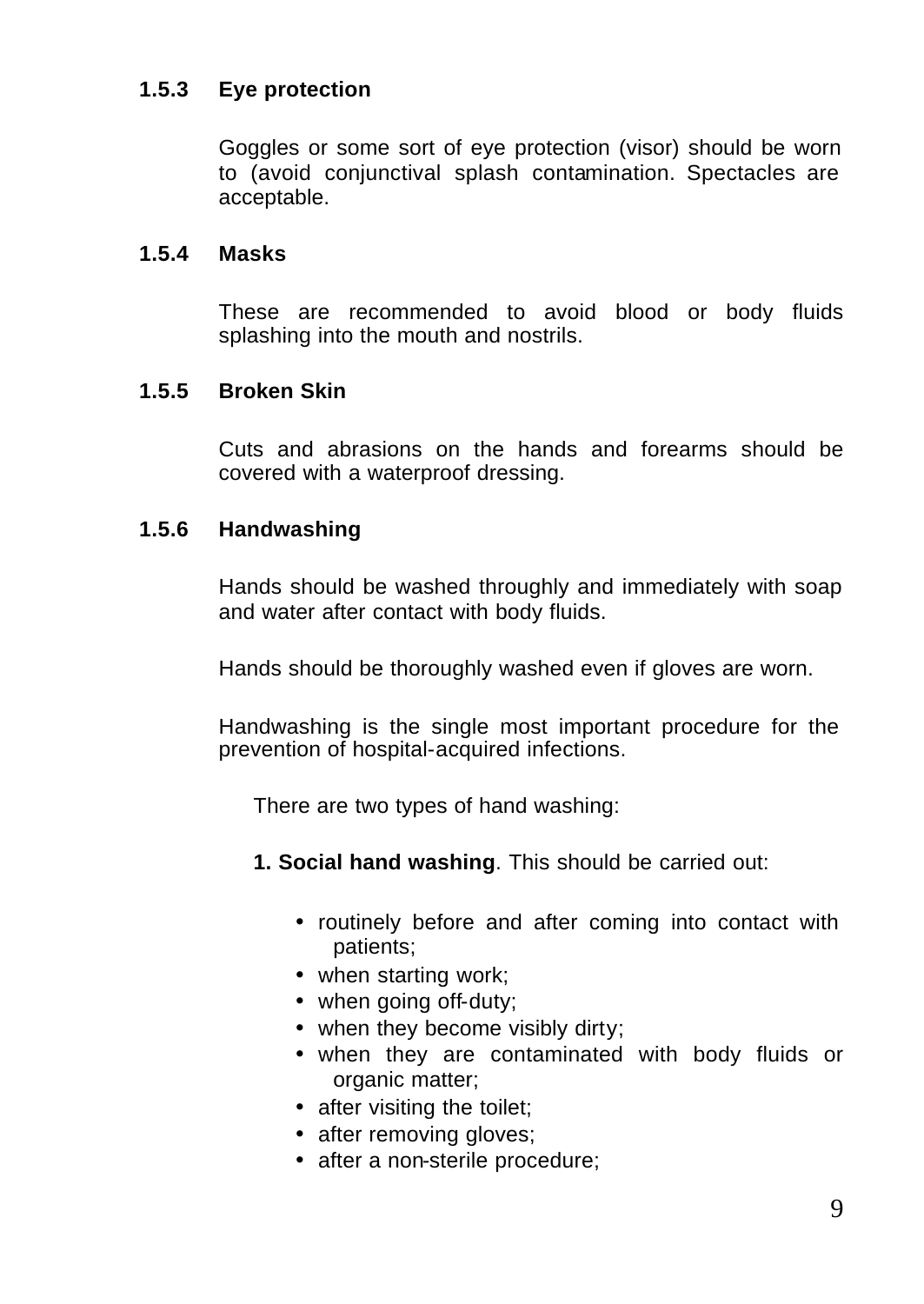### 1.5.3 Eye protection

Goggles or some sort of eye protection (visor) should be worn to (avoid conjunctival splash contamination. Spectacles are acceptable.

### 1.5.4 Masks

These are recommended to avoid blood or body fluids splashing into the mouth and nostrils.

### 1.5.5 Broken Skin

Cuts and abrasions on the hands and forearms should be covered with a waterproof dressing.

### 1.5.6 Handwashing

Hands should be washed throughly and immediately with soap and water after contact with body fluids.

Hands should be thoroughly washed even if gloves are worn.

Handwashing is the single most important procedure for the prevention of hospital-acquired infections.

There are two types of hand washing:

**1. Social hand washing**. This should be carried out:

- routinely before and after coming into contact with patients;
- when starting work;
- when going off-duty;
- when they become visibly dirty;
- when they are contaminated with body fluids or organic matter;
- after visiting the toilet;
- after removing gloves;
- after a non-sterile procedure;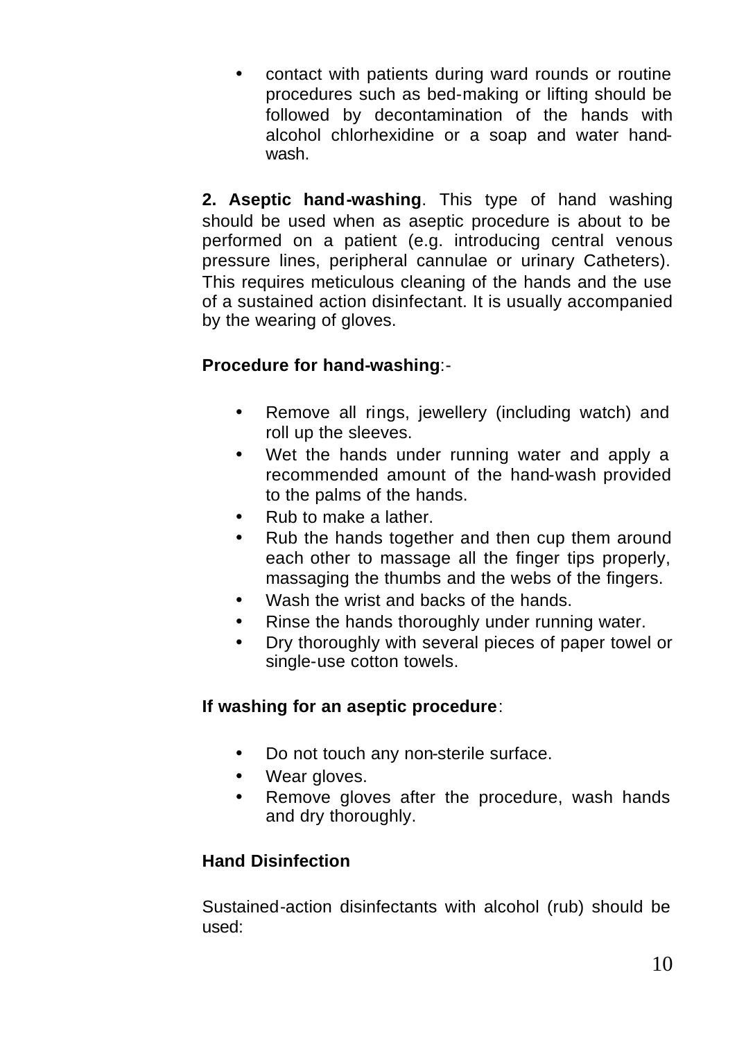- contact with patients during ward rounds or routine procedures such as bed-making or lifting should be followed by decontamination of the hands with alcohol chlorhexidine or a soap and water hand-wash.

**2. Aseptic hand-washing**. This type of hand washing should be used when as aseptic procedure is about to be performed on a patient (e.g. introducing central venous pressure lines, peripheral cannulae or urinary Catheters). This requires meticulous cleaning of the hands and the use of a sustained action disinfectant. It is usually accompanied by the wearing of gloves.

**Procedure for hand-washing**:-

- Remove all rings, jewellery (including watch) and roll up the sleeves.
- Wet the hands under running water and apply a recommended amount of the hand-wash provided to the palms of the hands.
- Rub to make a lather.
- Rub the hands together and then cup them around each other to massage all the finger tips properly, massaging the thumbs and the webs of the fingers.
- Wash the wrist and backs of the hands.
- Rinse the hands thoroughly under running water.
- Dry thoroughly with several pieces of paper towel or single-use cotton towels.

**If washing for an aseptic procedure**:

- Do not touch any non-sterile surface.
- Wear gloves.
- Remove gloves after the procedure, wash hands and dry thoroughly.

**Hand Disinfection**

Sustained-action disinfectants with alcohol (rub) should be used: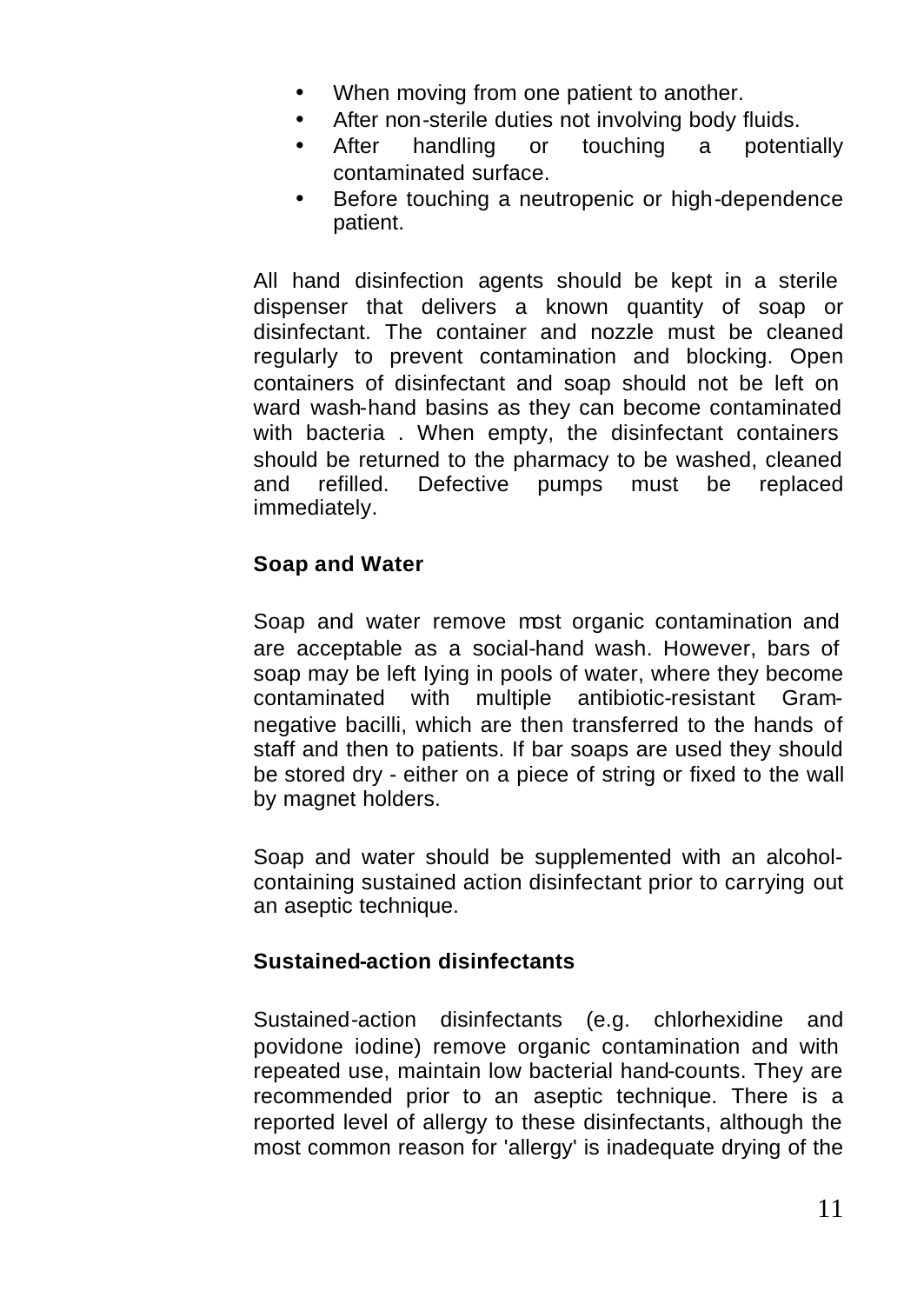- When moving from one patient to another.
- After non-sterile duties not involving body fluids.
- After handling or touching a potentially contaminated surface.
- Before touching a neutropenic or high-dependence patient.

All hand disinfection agents should be kept in a sterile dispenser that delivers a known quantity of soap or disinfectant. The container and nozzle must be cleaned regularly to prevent contamination and blocking. Open containers of disinfectant and soap should not be left on ward wash-hand basins as they can become contaminated with bacteria . When empty, the disinfectant containers should be returned to the pharmacy to be washed, cleaned and refilled. Defective pumps must be replaced immediately.

**Soap and Water**

Soap and water remove most organic contamination and are acceptable as a social-hand wash. However, bars of soap may be left lying in pools of water, where they become contaminated with multiple antibiotic-resistant Gram-negative bacilli, which are then transferred to the hands of staff and then to patients. If bar soaps are used they should be stored dry - either on a piece of string or fixed to the wall by magnet holders.

Soap and water should be supplemented with an alcohol-containing sustained action disinfectant prior to carrying out an aseptic technique.

**Sustained-action disinfectants**

Sustained-action disinfectants (e.g. chlorhexidine and povidone iodine) remove organic contamination and with repeated use, maintain low bacterial hand-counts. They are recommended prior to an aseptic technique. There is a reported level of allergy to these disinfectants, although the most common reason for 'allergy' is inadequate drying of the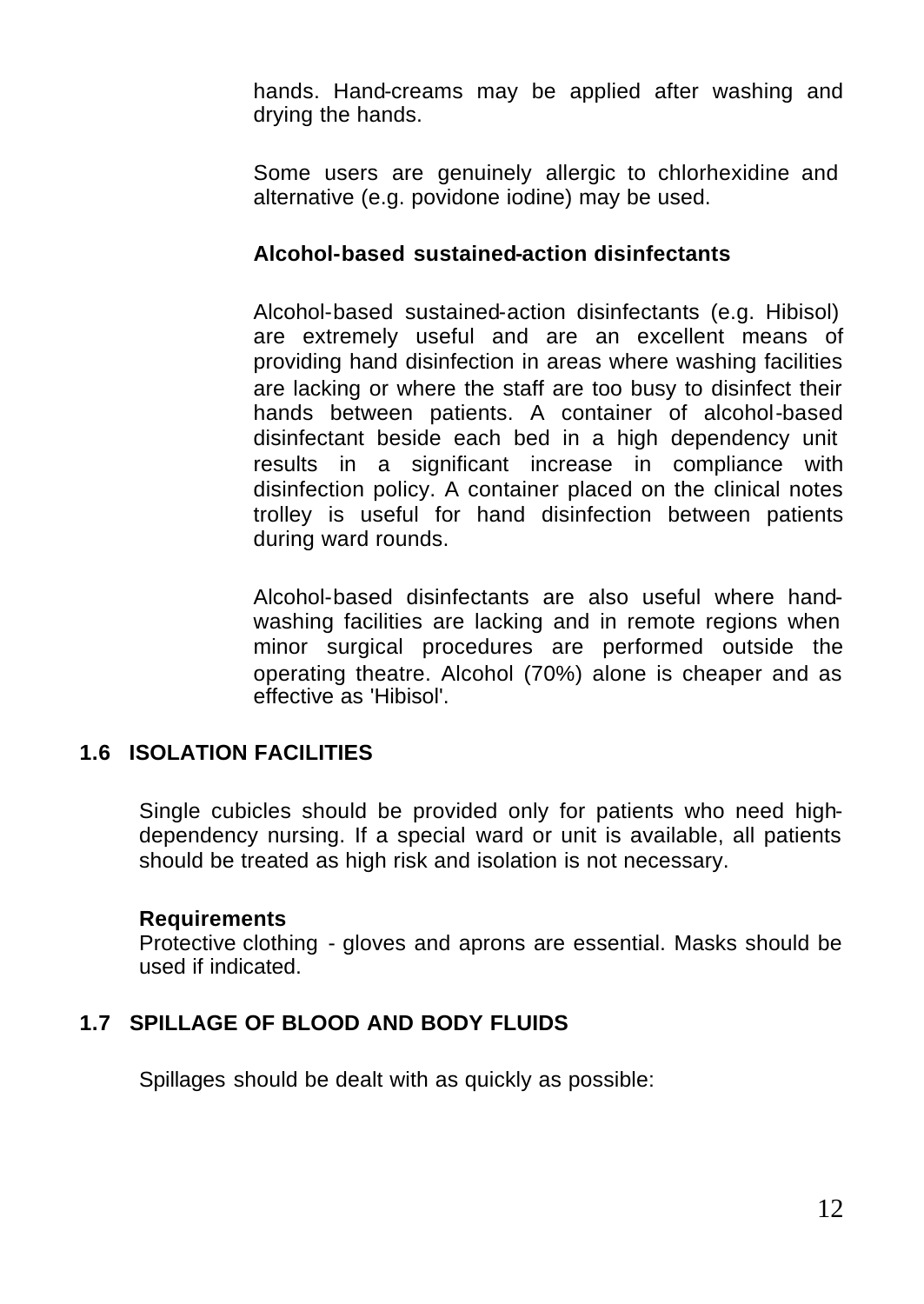hands. Hand-creams may be applied after washing and drying the hands.

Some users are genuinely allergic to chlorhexidine and alternative (e.g. povidone iodine) may be used.

**Alcohol-based sustained-action disinfectants**

Alcohol-based sustained-action disinfectants (e.g. Hibisol) are extremely useful and are an excellent means of providing hand disinfection in areas where washing facilities are lacking or where the staff are too busy to disinfect their hands between patients. A container of alcohol-based disinfectant beside each bed in a high dependency unit results in a significant increase in compliance with disinfection policy. A container placed on the clinical notes trolley is useful for hand disinfection between patients during ward rounds.

Alcohol-based disinfectants are also useful where hand-washing facilities are lacking and in remote regions when minor surgical procedures are performed outside the operating theatre. Alcohol (70%) alone is cheaper and as effective as 'Hibisol'.

## 1.6 ISOLATION FACILITIES

Single cubicles should be provided only for patients who need high-dependency nursing. If a special ward or unit is available, all patients should be treated as high risk and isolation is not necessary.

**Requirements**
Protective clothing - gloves and aprons are essential. Masks should be used if indicated.

## 1.7 SPILLAGE OF BLOOD AND BODY FLUIDS

Spillages should be dealt with as quickly as possible: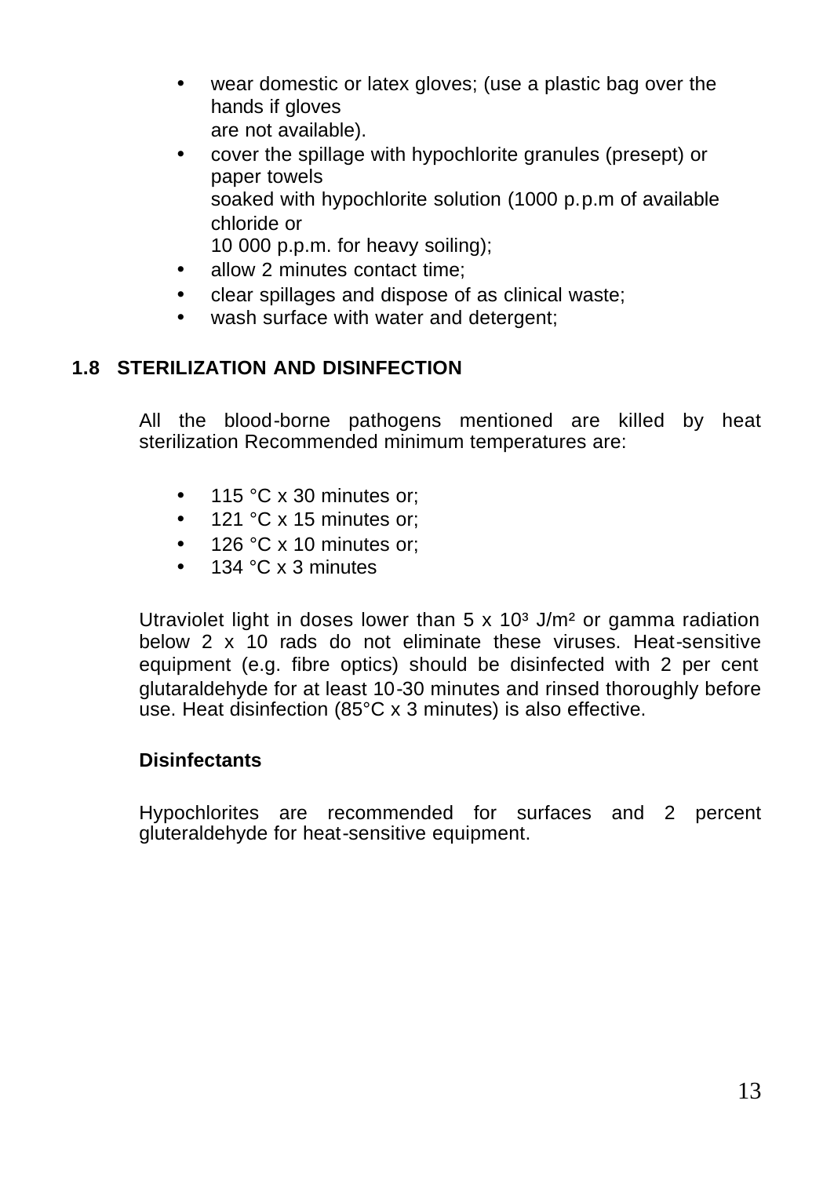- wear domestic or latex gloves; (use a plastic bag over the hands if gloves are not available).
- cover the spillage with hypochlorite granules (presept) or paper towels soaked with hypochlorite solution (1000 p.p.m of available chloride or 10 000 p.p.m. for heavy soiling);
- allow 2 minutes contact time;
- clear spillages and dispose of as clinical waste;
- wash surface with water and detergent;

## 1.8 STERILIZATION AND DISINFECTION

All the blood-borne pathogens mentioned are killed by heat sterilization Recommended minimum temperatures are:

- 115 °C x 30 minutes or;
- 121 °C x 15 minutes or;
- 126 °C x 10 minutes or;
- 134 °C x 3 minutes

Utraviolet light in doses lower than 5 x $10^3$ J/m$^2$ or gamma radiation below 2 x 10 rads do not eliminate these viruses. Heat-sensitive equipment (e.g. fibre optics) should be disinfected with 2 per cent glutaraldehyde for at least 10-30 minutes and rinsed thoroughly before use. Heat disinfection (85°C x 3 minutes) is also effective.

**Disinfectants**

Hypochlorites are recommended for surfaces and 2 percent gluteraldehyde for heat-sensitive equipment.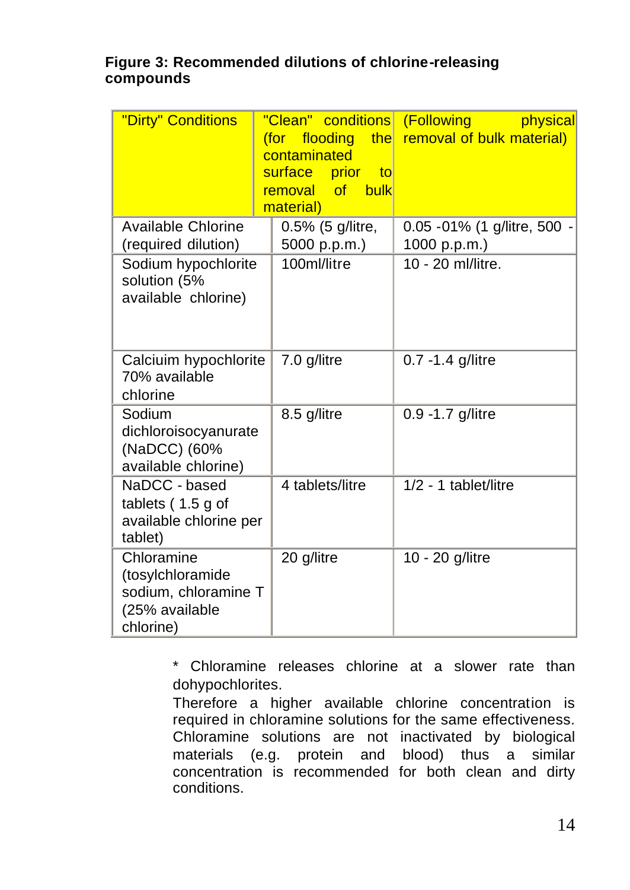**Figure 3: Recommended dilutions of chlorine-releasing compounds**

| "Dirty" Conditions | "Clean" conditions (for flooding the contaminated surface prior to removal of bulk material) | (Following physical removal of bulk material) |
|---|---|---|
| Available Chlorine (required dilution) | 0.5% (5 g/litre, 5000 p.p.m.) | 0.05 -01% (1 g/litre, 500 - 1000 p.p.m.) |
| Sodium hypochlorite solution (5% available chlorine) | 100ml/litre | 10 - 20 ml/litre. |
| Calciuim hypochlorite 70% available chlorine | 7.0 g/litre | 0.7 -1.4 g/litre |
| Sodium dichloroisocyanurate (NaDCC) (60% available chlorine) | 8.5 g/litre | 0.9 -1.7 g/litre |
| NaDCC - based tablets ( 1.5 g of available chlorine per tablet) | 4 tablets/litre | 1/2 - 1 tablet/litre |
| Chloramine (tosylchloramide sodium, chloramine T (25% available chlorine) | 20 g/litre | 10 - 20 g/litre |

* Chloramine releases chlorine at a slower rate than dohypochlorites.
Therefore a higher available chlorine concentration is required in chloramine solutions for the same effectiveness. Chloramine solutions are not inactivated by biological materials (e.g. protein and blood) thus a similar concentration is recommended for both clean and dirty conditions.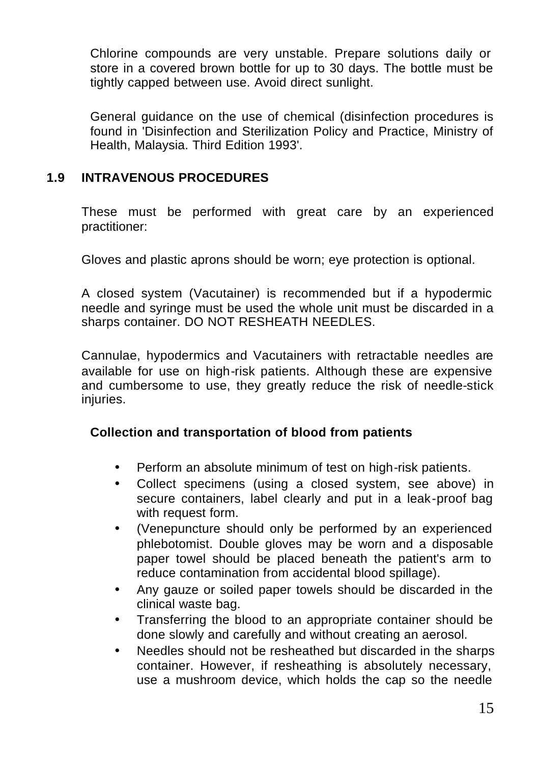Chlorine compounds are very unstable. Prepare solutions daily or store in a covered brown bottle for up to 30 days. The bottle must be tightly capped between use. Avoid direct sunlight.

General guidance on the use of chemical (disinfection procedures is found in 'Disinfection and Sterilization Policy and Practice, Ministry of Health, Malaysia. Third Edition 1993'.

## 1.9 INTRAVENOUS PROCEDURES

These must be performed with great care by an experienced practitioner:

Gloves and plastic aprons should be worn; eye protection is optional.

A closed system (Vacutainer) is recommended but if a hypodermic needle and syringe must be used the whole unit must be discarded in a sharps container. DO NOT RESHEATH NEEDLES.

Cannulae, hypodermics and Vacutainers with retractable needles are available for use on high-risk patients. Although these are expensive and cumbersome to use, they greatly reduce the risk of needle-stick injuries.

**Collection and transportation of blood from patients**

- Perform an absolute minimum of test on high-risk patients.
- Collect specimens (using a closed system, see above) in secure containers, label clearly and put in a leak-proof bag with request form.
- (Venepuncture should only be performed by an experienced phlebotomist. Double gloves may be worn and a disposable paper towel should be placed beneath the patient's arm to reduce contamination from accidental blood spillage).
- Any gauze or soiled paper towels should be discarded in the clinical waste bag.
- Transferring the blood to an appropriate container should be done slowly and carefully and without creating an aerosol.
- Needles should not be resheathed but discarded in the sharps container. However, if resheathing is absolutely necessary, use a mushroom device, which holds the cap so the needle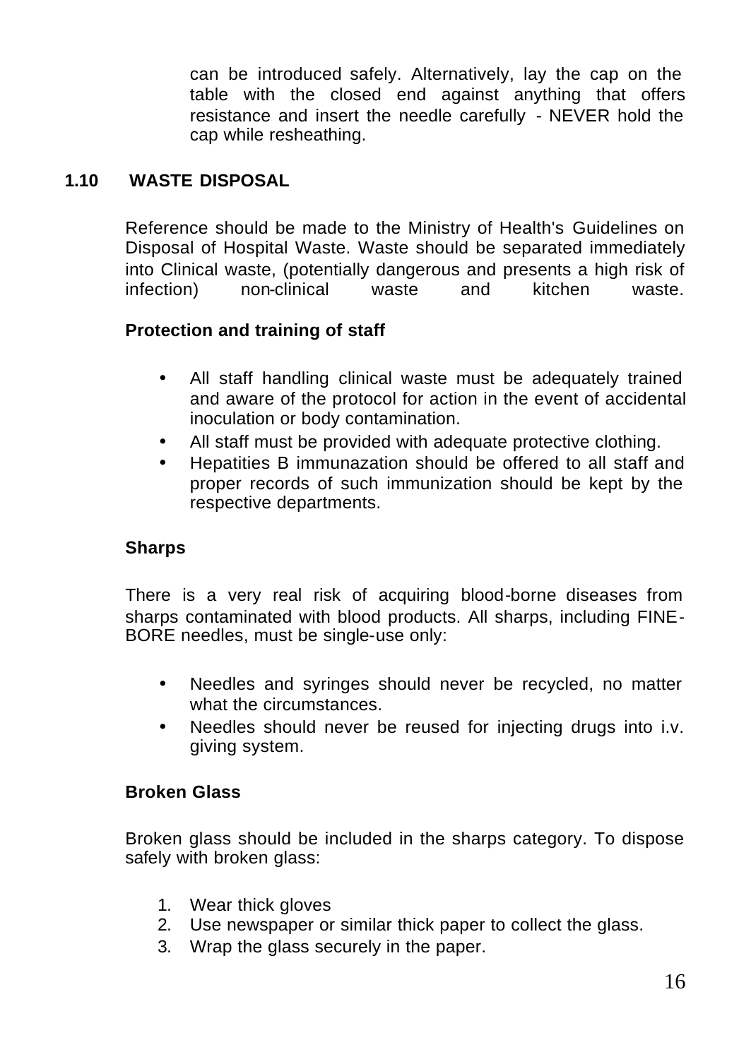can be introduced safely. Alternatively, lay the cap on the table with the closed end against anything that offers resistance and insert the needle carefully - NEVER hold the cap while resheathing.

## 1.10 WASTE DISPOSAL

Reference should be made to the Ministry of Health's Guidelines on Disposal of Hospital Waste. Waste should be separated immediately into Clinical waste, (potentially dangerous and presents a high risk of infection) non-clinical waste and kitchen waste.

**Protection and training of staff**

- All staff handling clinical waste must be adequately trained and aware of the protocol for action in the event of accidental inoculation or body contamination.
- All staff must be provided with adequate protective clothing.
- Hepatities B immunazation should be offered to all staff and proper records of such immunization should be kept by the respective departments.

**Sharps**

There is a very real risk of acquiring blood-borne diseases from sharps contaminated with blood products. All sharps, including FINE-BORE needles, must be single-use only:

- Needles and syringes should never be recycled, no matter what the circumstances.
- Needles should never be reused for injecting drugs into i.v. giving system.

**Broken Glass**

Broken glass should be included in the sharps category. To dispose safely with broken glass:

1. Wear thick gloves
2. Use newspaper or similar thick paper to collect the glass.
3. Wrap the glass securely in the paper.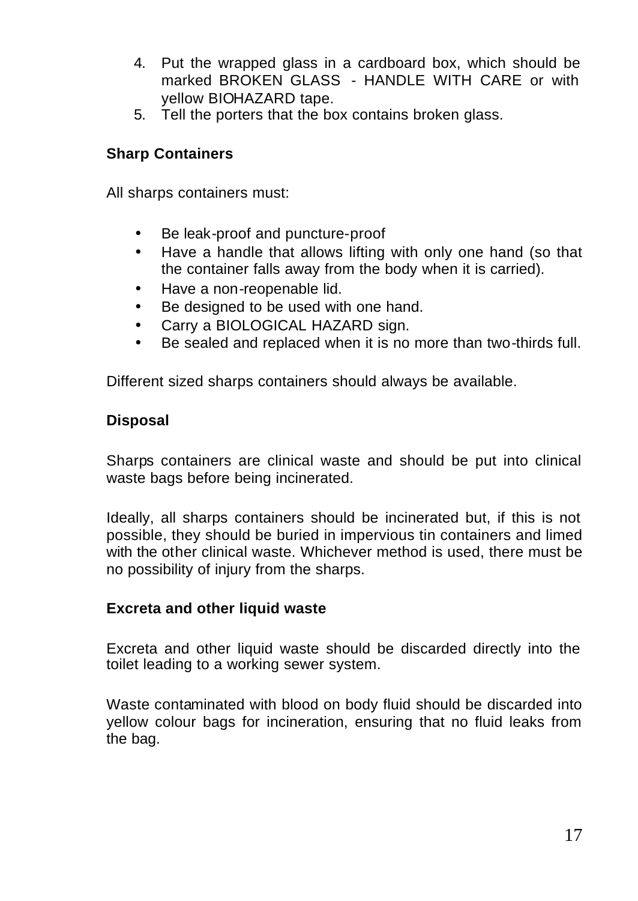4. Put the wrapped glass in a cardboard box, which should be marked BROKEN GLASS - HANDLE WITH CARE or with yellow BIOHAZARD tape.
5. Tell the porters that the box contains broken glass.

**Sharp Containers**

All sharps containers must:

- Be leak-proof and puncture-proof
- Have a handle that allows lifting with only one hand (so that the container falls away from the body when it is carried).
- Have a non-reopenable lid.
- Be designed to be used with one hand.
- Carry a BIOLOGICAL HAZARD sign.
- Be sealed and replaced when it is no more than two-thirds full.

Different sized sharps containers should always be available.

**Disposal**

Sharps containers are clinical waste and should be put into clinical waste bags before being incinerated.

Ideally, all sharps containers should be incinerated but, if this is not possible, they should be buried in impervious tin containers and limed with the other clinical waste. Whichever method is used, there must be no possibility of injury from the sharps.

**Excreta and other liquid waste**

Excreta and other liquid waste should be discarded directly into the toilet leading to a working sewer system.

Waste contaminated with blood on body fluid should be discarded into yellow colour bags for incineration, ensuring that no fluid leaks from the bag.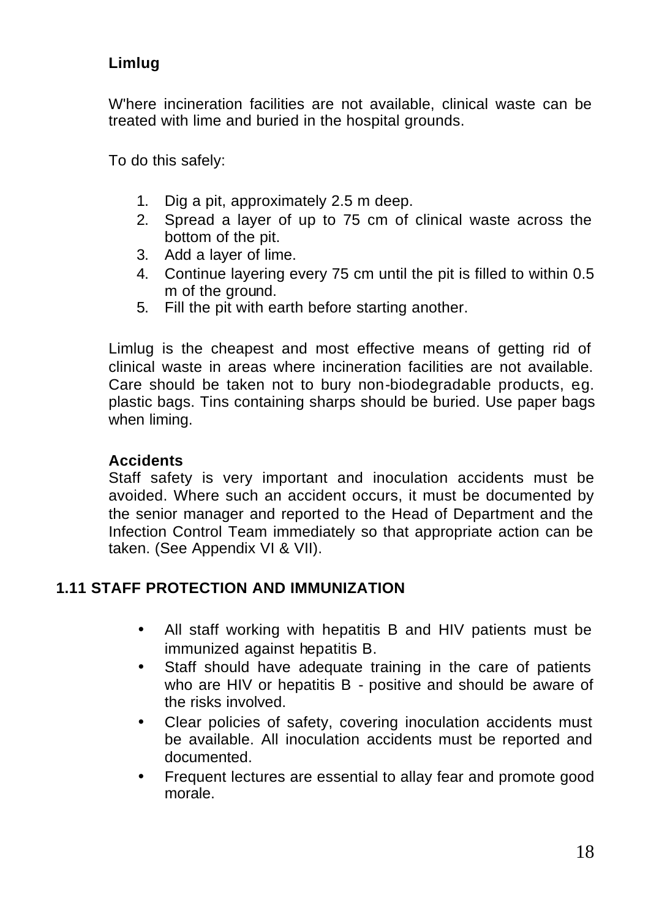**Limlug**

W'here incineration facilities are not available, clinical waste can be treated with lime and buried in the hospital grounds.

To do this safely:

1. Dig a pit, approximately 2.5 m deep.
2. Spread a layer of up to 75 cm of clinical waste across the bottom of the pit.
3. Add a layer of lime.
4. Continue layering every 75 cm until the pit is filled to within 0.5 m of the ground.
5. Fill the pit with earth before starting another.

Limlug is the cheapest and most effective means of getting rid of clinical waste in areas where incineration facilities are not available. Care should be taken not to bury non-biodegradable products, eg. plastic bags. Tins containing sharps should be buried. Use paper bags when liming.

**Accidents**

Staff safety is very important and inoculation accidents must be avoided. Where such an accident occurs, it must be documented by the senior manager and reported to the Head of Department and the Infection Control Team immediately so that appropriate action can be taken. (See Appendix VI & VII).

## 1.11 STAFF PROTECTION AND IMMUNIZATION

- All staff working with hepatitis B and HIV patients must be immunized against hepatitis B.
- Staff should have adequate training in the care of patients who are HIV or hepatitis B - positive and should be aware of the risks involved.
- Clear policies of safety, covering inoculation accidents must be available. All inoculation accidents must be reported and documented.
- Frequent lectures are essential to allay fear and promote good morale.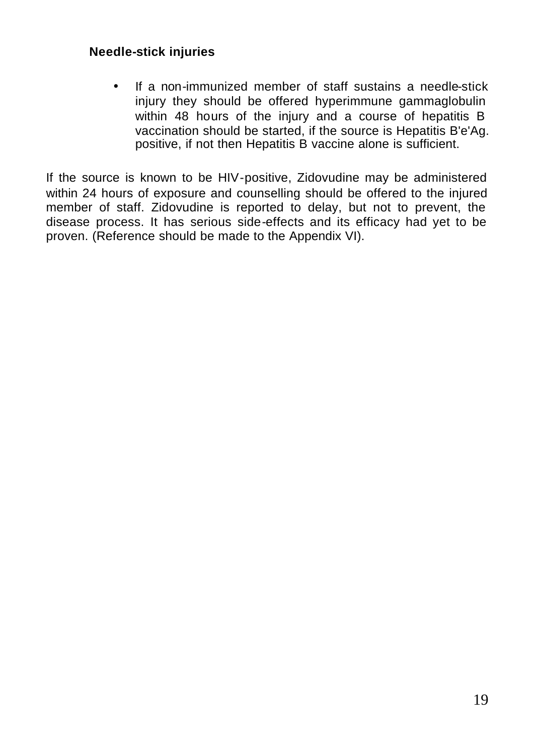**Needle-stick injuries**

- If a non-immunized member of staff sustains a needle-stick injury they should be offered hyperimmune gammaglobulin within 48 hours of the injury and a course of hepatitis B vaccination should be started, if the source is Hepatitis B'e'Ag. positive, if not then Hepatitis B vaccine alone is sufficient.

If the source is known to be HIV-positive, Zidovudine may be administered within 24 hours of exposure and counselling should be offered to the injured member of staff. Zidovudine is reported to delay, but not to prevent, the disease process. It has serious side-effects and its efficacy had yet to be proven. (Reference should be made to the Appendix VI).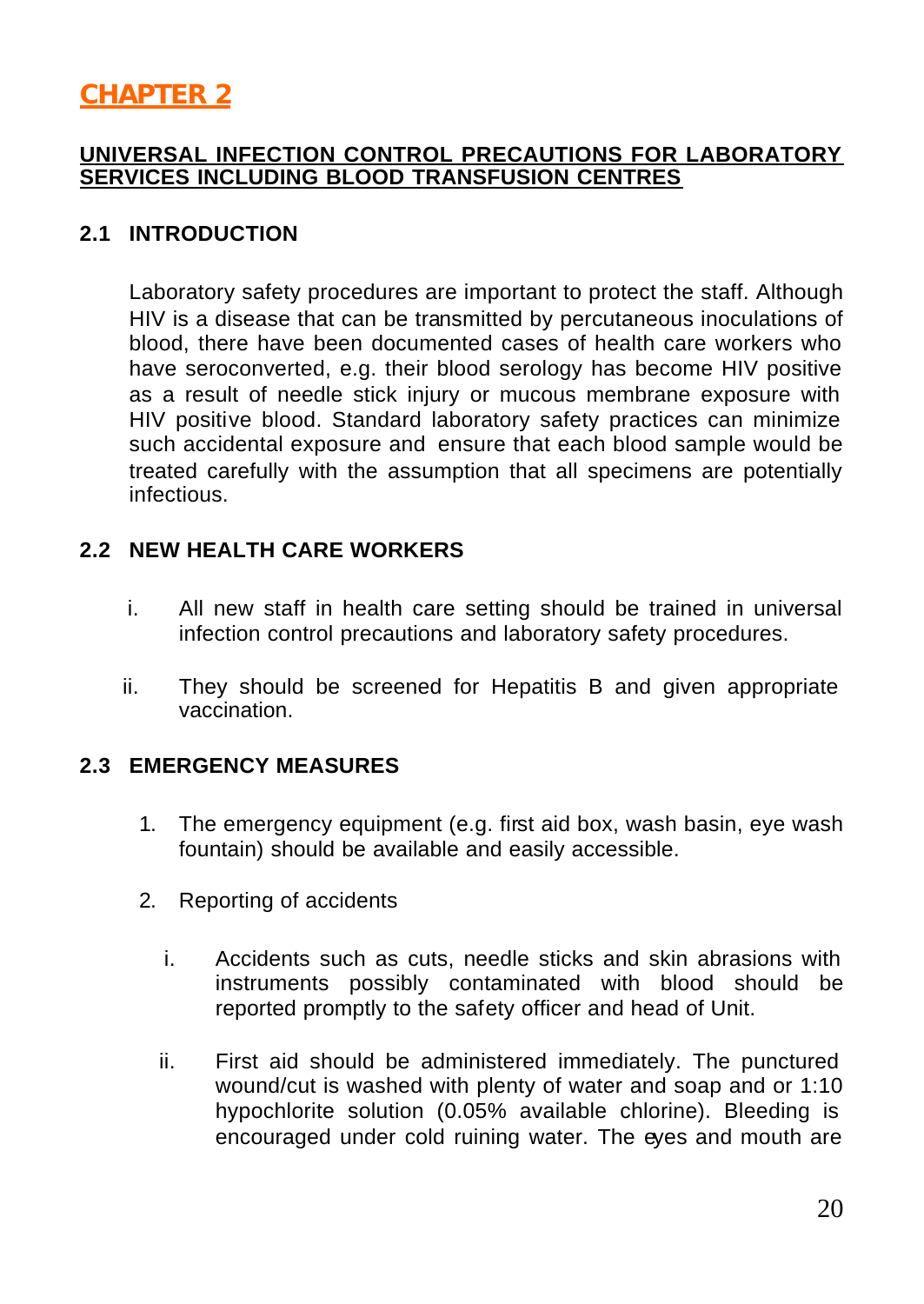# CHAPTER 2

## UNIVERSAL INFECTION CONTROL PRECAUTIONS FOR LABORATORY SERVICES INCLUDING BLOOD TRANSFUSION CENTRES

### 2.1 INTRODUCTION

Laboratory safety procedures are important to protect the staff. Although HIV is a disease that can be transmitted by percutaneous inoculations of blood, there have been documented cases of health care workers who have seroconverted, e.g. their blood serology has become HIV positive as a result of needle stick injury or mucous membrane exposure with HIV positive blood. Standard laboratory safety practices can minimize such accidental exposure and ensure that each blood sample would be treated carefully with the assumption that all specimens are potentially infectious.

### 2.2 NEW HEALTH CARE WORKERS

i. All new staff in health care setting should be trained in universal infection control precautions and laboratory safety procedures.

ii. They should be screened for Hepatitis B and given appropriate vaccination.

### 2.3 EMERGENCY MEASURES

1. The emergency equipment (e.g. first aid box, wash basin, eye wash fountain) should be available and easily accessible.

2. Reporting of accidents

   i. Accidents such as cuts, needle sticks and skin abrasions with instruments possibly contaminated with blood should be reported promptly to the safety officer and head of Unit.

   ii. First aid should be administered immediately. The punctured wound/cut is washed with plenty of water and soap and or 1:10 hypochlorite solution (0.05% available chlorine). Bleeding is encouraged under cold ruining water. The eyes and mouth are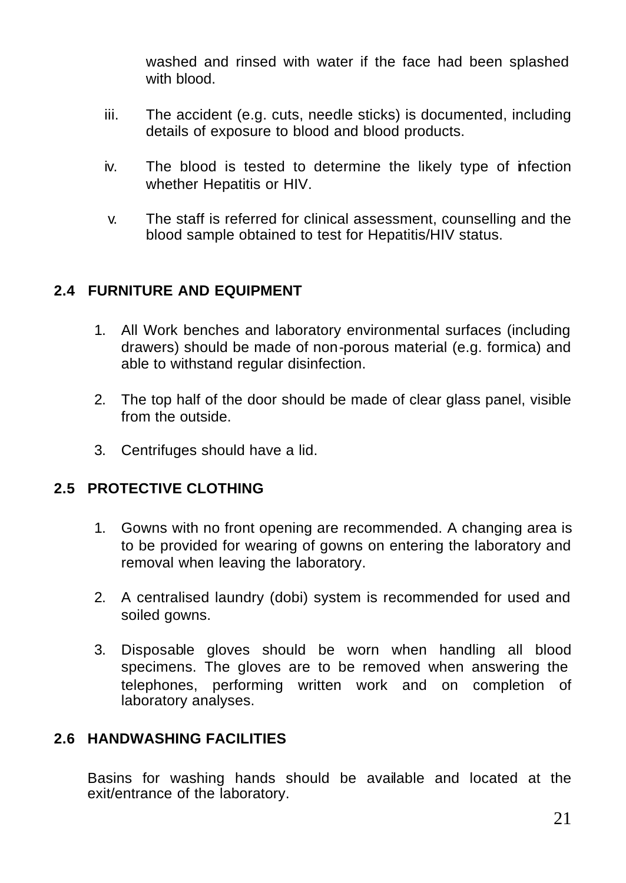washed and rinsed with water if the face had been splashed with blood.

iii. The accident (e.g. cuts, needle sticks) is documented, including details of exposure to blood and blood products.

iv. The blood is tested to determine the likely type of infection whether Hepatitis or HIV.

v. The staff is referred for clinical assessment, counselling and the blood sample obtained to test for Hepatitis/HIV status.

## 2.4 FURNITURE AND EQUIPMENT

1. All Work benches and laboratory environmental surfaces (including drawers) should be made of non-porous material (e.g. formica) and able to withstand regular disinfection.
2. The top half of the door should be made of clear glass panel, visible from the outside.
3. Centrifuges should have a lid.

## 2.5 PROTECTIVE CLOTHING

1. Gowns with no front opening are recommended. A changing area is to be provided for wearing of gowns on entering the laboratory and removal when leaving the laboratory.
2. A centralised laundry (dobi) system is recommended for used and soiled gowns.
3. Disposable gloves should be worn when handling all blood specimens. The gloves are to be removed when answering the telephones, performing written work and on completion of laboratory analyses.

## 2.6 HANDWASHING FACILITIES

Basins for washing hands should be available and located at the exit/entrance of the laboratory.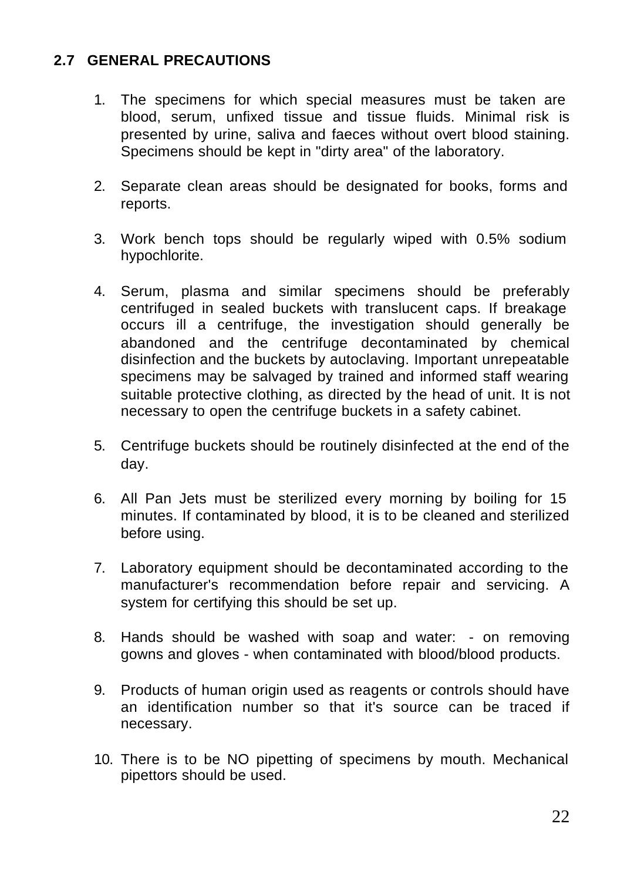## 2.7 GENERAL PRECAUTIONS

1. The specimens for which special measures must be taken are blood, serum, unfixed tissue and tissue fluids. Minimal risk is presented by urine, saliva and faeces without overt blood staining. Specimens should be kept in "dirty area" of the laboratory.

2. Separate clean areas should be designated for books, forms and reports.

3. Work bench tops should be regularly wiped with 0.5% sodium hypochlorite.

4. Serum, plasma and similar specimens should be preferably centrifuged in sealed buckets with translucent caps. If breakage occurs ill a centrifuge, the investigation should generally be abandoned and the centrifuge decontaminated by chemical disinfection and the buckets by autoclaving. Important unrepeatable specimens may be salvaged by trained and informed staff wearing suitable protective clothing, as directed by the head of unit. It is not necessary to open the centrifuge buckets in a safety cabinet.

5. Centrifuge buckets should be routinely disinfected at the end of the day.

6. All Pan Jets must be sterilized every morning by boiling for 15 minutes. If contaminated by blood, it is to be cleaned and sterilized before using.

7. Laboratory equipment should be decontaminated according to the manufacturer's recommendation before repair and servicing. A system for certifying this should be set up.

8. Hands should be washed with soap and water: - on removing gowns and gloves - when contaminated with blood/blood products.

9. Products of human origin used as reagents or controls should have an identification number so that it's source can be traced if necessary.

10. There is to be NO pipetting of specimens by mouth. Mechanical pipettors should be used.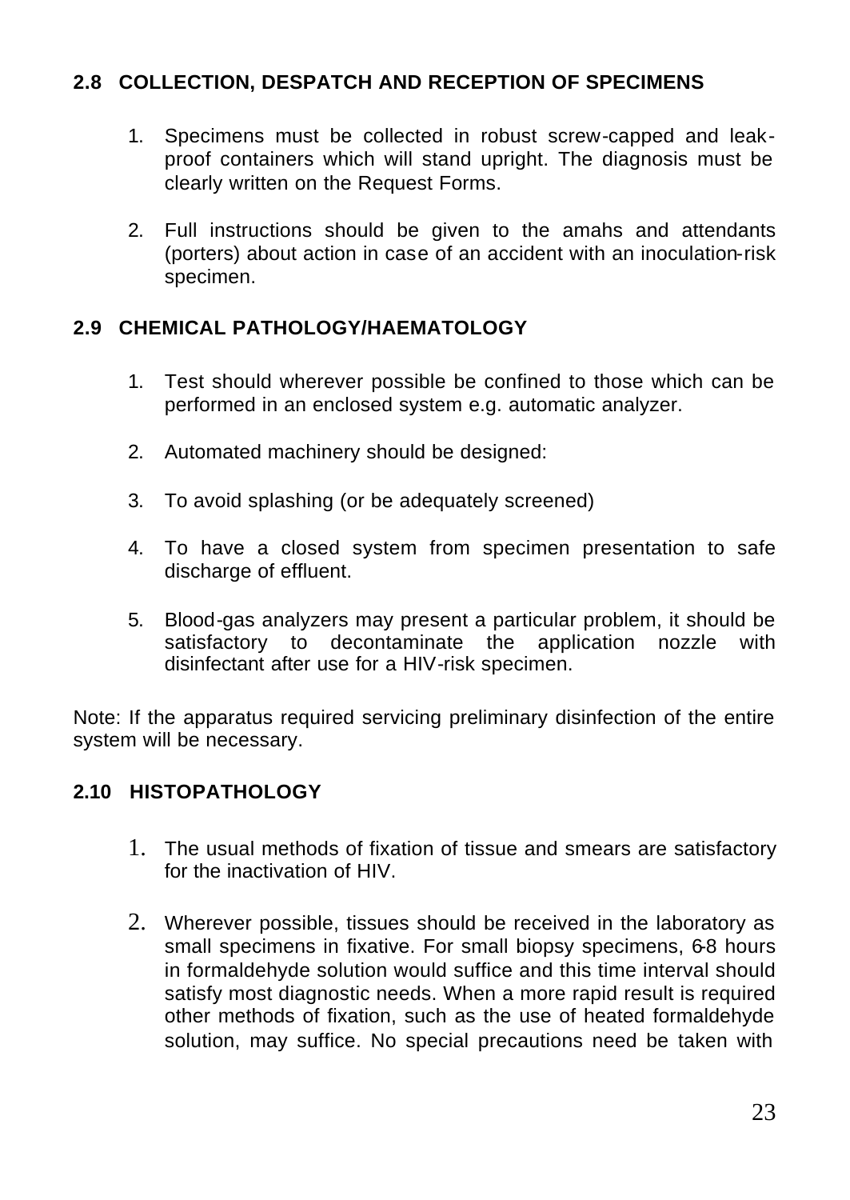## 2.8 COLLECTION, DESPATCH AND RECEPTION OF SPECIMENS

1. Specimens must be collected in robust screw-capped and leak-proof containers which will stand upright. The diagnosis must be clearly written on the Request Forms.

2. Full instructions should be given to the amahs and attendants (porters) about action in case of an accident with an inoculation-risk specimen.

## 2.9 CHEMICAL PATHOLOGY/HAEMATOLOGY

1. Test should wherever possible be confined to those which can be performed in an enclosed system e.g. automatic analyzer.

2. Automated machinery should be designed:

3. To avoid splashing (or be adequately screened)

4. To have a closed system from specimen presentation to safe discharge of effluent.

5. Blood-gas analyzers may present a particular problem, it should be satisfactory to decontaminate the application nozzle with disinfectant after use for a HIV-risk specimen.

Note: If the apparatus required servicing preliminary disinfection of the entire system will be necessary.

## 2.10 HISTOPATHOLOGY

1. The usual methods of fixation of tissue and smears are satisfactory for the inactivation of HIV.

2. Wherever possible, tissues should be received in the laboratory as small specimens in fixative. For small biopsy specimens, 6-8 hours in formaldehyde solution would suffice and this time interval should satisfy most diagnostic needs. When a more rapid result is required other methods of fixation, such as the use of heated formaldehyde solution, may suffice. No special precautions need be taken with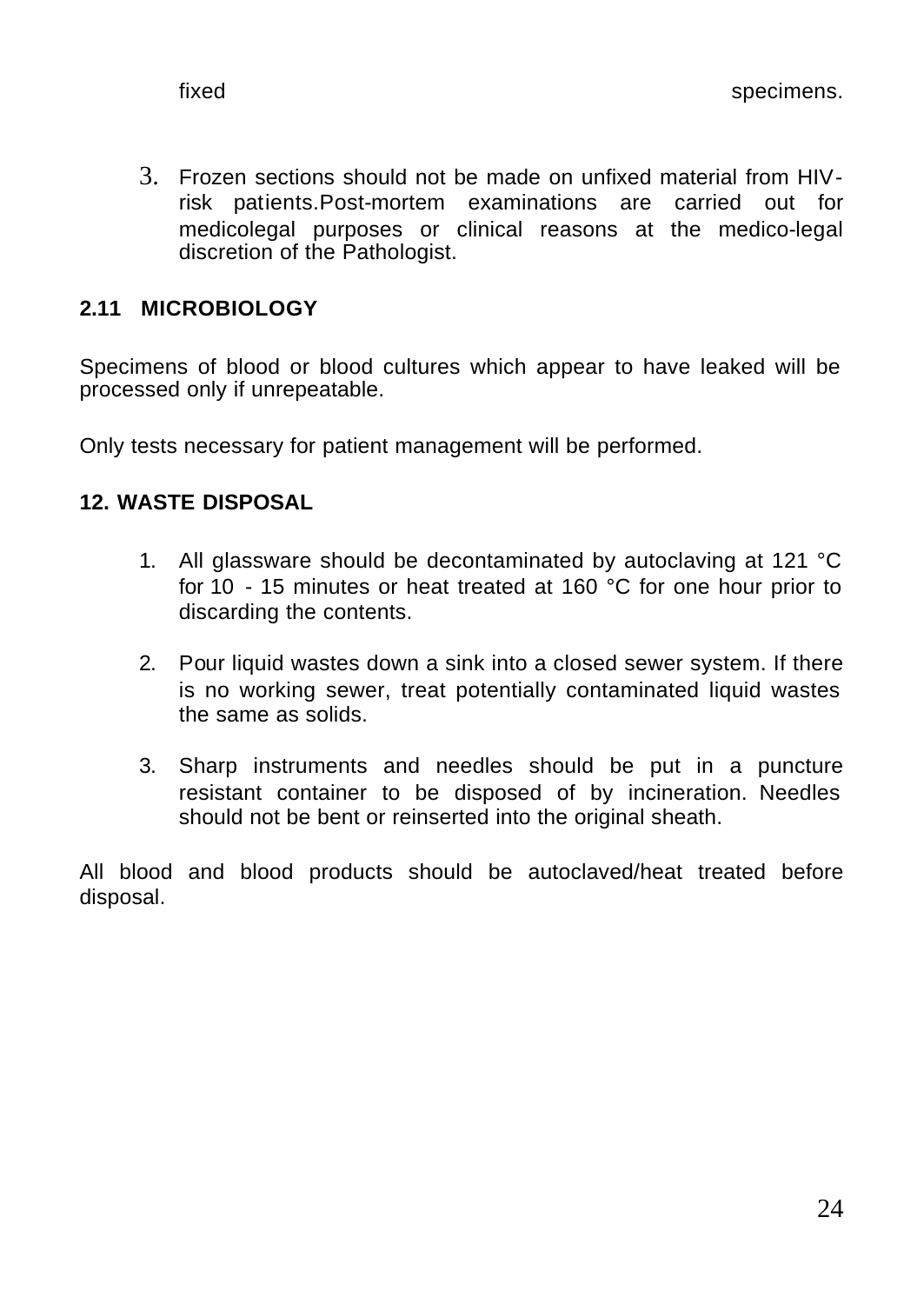fixed specimens.

3. Frozen sections should not be made on unfixed material from HIV-risk patients.Post-mortem examinations are carried out for medicolegal purposes or clinical reasons at the medico-legal discretion of the Pathologist.

### 2.11 MICROBIOLOGY

Specimens of blood or blood cultures which appear to have leaked will be processed only if unrepeatable.

Only tests necessary for patient management will be performed.

## 12. WASTE DISPOSAL

1. All glassware should be decontaminated by autoclaving at 121 °C for 10 - 15 minutes or heat treated at 160 °C for one hour prior to discarding the contents.

2. Pour liquid wastes down a sink into a closed sewer system. If there is no working sewer, treat potentially contaminated liquid wastes the same as solids.

3. Sharp instruments and needles should be put in a puncture resistant container to be disposed of by incineration. Needles should not be bent or reinserted into the original sheath.

All blood and blood products should be autoclaved/heat treated before disposal.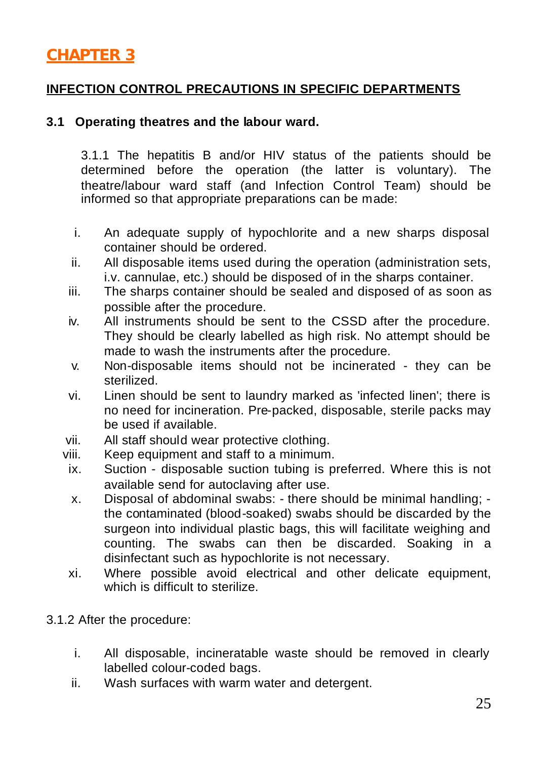# CHAPTER 3

## INFECTION CONTROL PRECAUTIONS IN SPECIFIC DEPARTMENTS

### 3.1 Operating theatres and the labour ward.

3.1.1 The hepatitis B and/or HIV status of the patients should be determined before the operation (the latter is voluntary). The theatre/labour ward staff (and Infection Control Team) should be informed so that appropriate preparations can be made:

i. An adequate supply of hypochlorite and a new sharps disposal container should be ordered.
ii. All disposable items used during the operation (administration sets, i.v. cannulae, etc.) should be disposed of in the sharps container.
iii. The sharps container should be sealed and disposed of as soon as possible after the procedure.
iv. All instruments should be sent to the CSSD after the procedure. They should be clearly labelled as high risk. No attempt should be made to wash the instruments after the procedure.
v. Non-disposable items should not be incinerated - they can be sterilized.
vi. Linen should be sent to laundry marked as 'infected linen'; there is no need for incineration. Pre-packed, disposable, sterile packs may be used if available.
vii. All staff should wear protective clothing.
viii. Keep equipment and staff to a minimum.
ix. Suction - disposable suction tubing is preferred. Where this is not available send for autoclaving after use.
x. Disposal of abdominal swabs: - there should be minimal handling; - the contaminated (blood-soaked) swabs should be discarded by the surgeon into individual plastic bags, this will facilitate weighing and counting. The swabs can then be discarded. Soaking in a disinfectant such as hypochlorite is not necessary.
xi. Where possible avoid electrical and other delicate equipment, which is difficult to sterilize.

3.1.2 After the procedure:

i. All disposable, incineratable waste should be removed in clearly labelled colour-coded bags.
ii. Wash surfaces with warm water and detergent.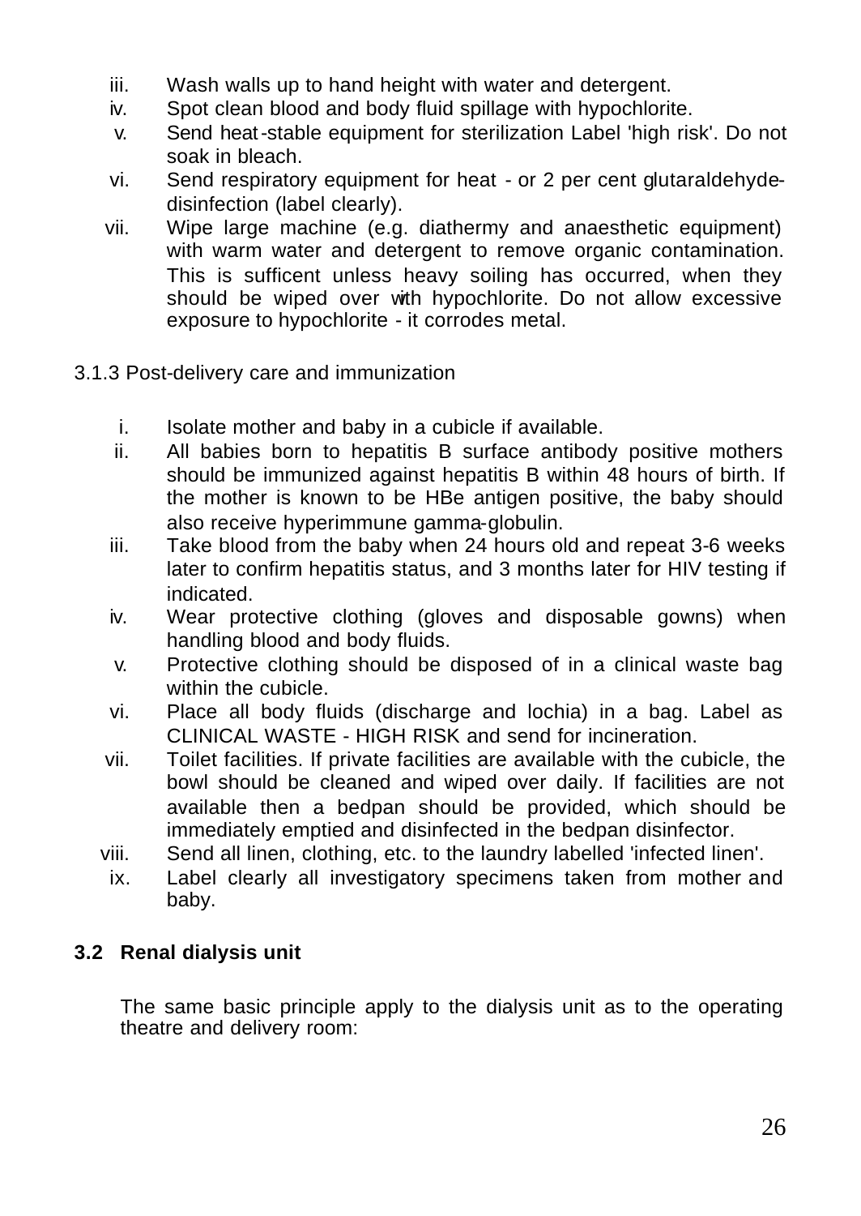iii. Wash walls up to hand height with water and detergent.
iv. Spot clean blood and body fluid spillage with hypochlorite.
v. Send heat-stable equipment for sterilization Label 'high risk'. Do not soak in bleach.
vi. Send respiratory equipment for heat - or 2 per cent glutaraldehyde-disinfection (label clearly).
vii. Wipe large machine (e.g. diathermy and anaesthetic equipment) with warm water and detergent to remove organic contamination. This is sufficent unless heavy soiling has occurred, when they should be wiped over with hypochlorite. Do not allow excessive exposure to hypochlorite - it corrodes metal.

3.1.3 Post-delivery care and immunization

i. Isolate mother and baby in a cubicle if available.
ii. All babies born to hepatitis B surface antibody positive mothers should be immunized against hepatitis B within 48 hours of birth. If the mother is known to be HBe antigen positive, the baby should also receive hyperimmune gamma-globulin.
iii. Take blood from the baby when 24 hours old and repeat 3-6 weeks later to confirm hepatitis status, and 3 months later for HIV testing if indicated.
iv. Wear protective clothing (gloves and disposable gowns) when handling blood and body fluids.
v. Protective clothing should be disposed of in a clinical waste bag within the cubicle.
vi. Place all body fluids (discharge and lochia) in a bag. Label as CLINICAL WASTE - HIGH RISK and send for incineration.
vii. Toilet facilities. If private facilities are available with the cubicle, the bowl should be cleaned and wiped over daily. If facilities are not available then a bedpan should be provided, which should be immediately emptied and disinfected in the bedpan disinfector.
viii. Send all linen, clothing, etc. to the laundry labelled 'infected linen'.
ix. Label clearly all investigatory specimens taken from mother and baby.

### 3.2 Renal dialysis unit

The same basic principle apply to the dialysis unit as to the operating theatre and delivery room: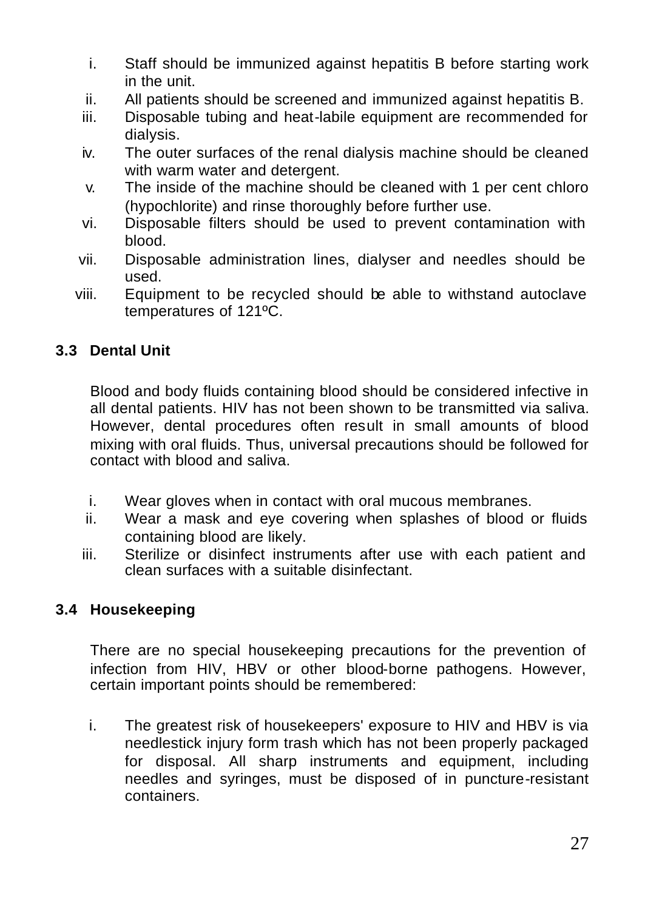i. Staff should be immunized against hepatitis B before starting work in the unit.
ii. All patients should be screened and immunized against hepatitis B.
iii. Disposable tubing and heat-labile equipment are recommended for dialysis.
iv. The outer surfaces of the renal dialysis machine should be cleaned with warm water and detergent.
v. The inside of the machine should be cleaned with 1 per cent chloro (hypochlorite) and rinse thoroughly before further use.
vi. Disposable filters should be used to prevent contamination with blood.
vii. Disposable administration lines, dialyser and needles should be used.
viii. Equipment to be recycled should be able to withstand autoclave temperatures of 121ºC.

### 3.3 Dental Unit

Blood and body fluids containing blood should be considered infective in all dental patients. HIV has not been shown to be transmitted via saliva. However, dental procedures often result in small amounts of blood mixing with oral fluids. Thus, universal precautions should be followed for contact with blood and saliva.

i. Wear gloves when in contact with oral mucous membranes.
ii. Wear a mask and eye covering when splashes of blood or fluids containing blood are likely.
iii. Sterilize or disinfect instruments after use with each patient and clean surfaces with a suitable disinfectant.

### 3.4 Housekeeping

There are no special housekeeping precautions for the prevention of infection from HIV, HBV or other blood-borne pathogens. However, certain important points should be remembered:

i. The greatest risk of housekeepers' exposure to HIV and HBV is via needlestick injury form trash which has not been properly packaged for disposal. All sharp instruments and equipment, including needles and syringes, must be disposed of in puncture-resistant containers.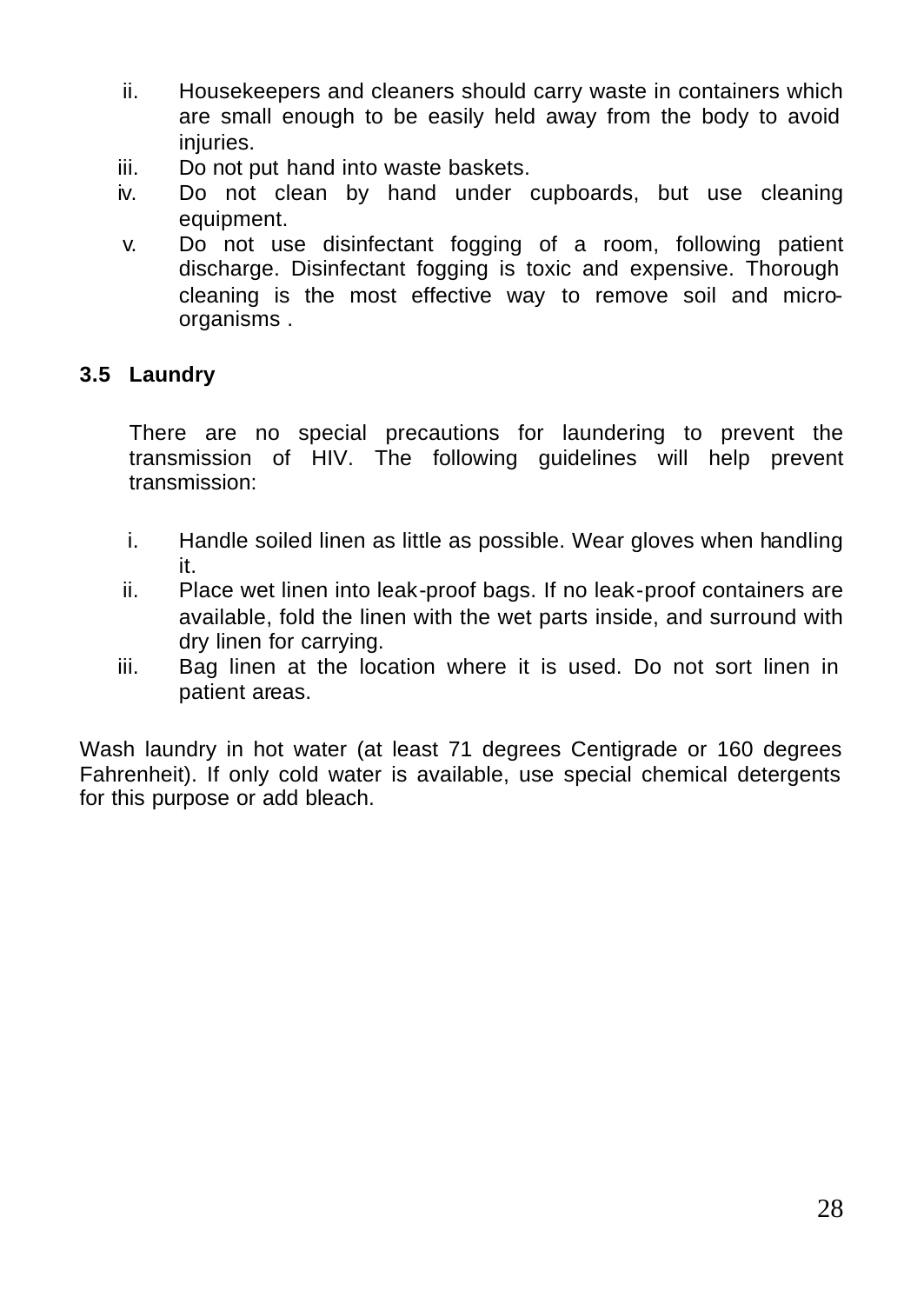ii. Housekeepers and cleaners should carry waste in containers which are small enough to be easily held away from the body to avoid injuries.
iii. Do not put hand into waste baskets.
iv. Do not clean by hand under cupboards, but use cleaning equipment.
v. Do not use disinfectant fogging of a room, following patient discharge. Disinfectant fogging is toxic and expensive. Thorough cleaning is the most effective way to remove soil and micro-organisms .

### 3.5 Laundry

There are no special precautions for laundering to prevent the transmission of HIV. The following guidelines will help prevent transmission:

i. Handle soiled linen as little as possible. Wear gloves when handling it.
ii. Place wet linen into leak-proof bags. If no leak-proof containers are available, fold the linen with the wet parts inside, and surround with dry linen for carrying.
iii. Bag linen at the location where it is used. Do not sort linen in patient areas.

Wash laundry in hot water (at least 71 degrees Centigrade or 160 degrees Fahrenheit). If only cold water is available, use special chemical detergents for this purpose or add bleach.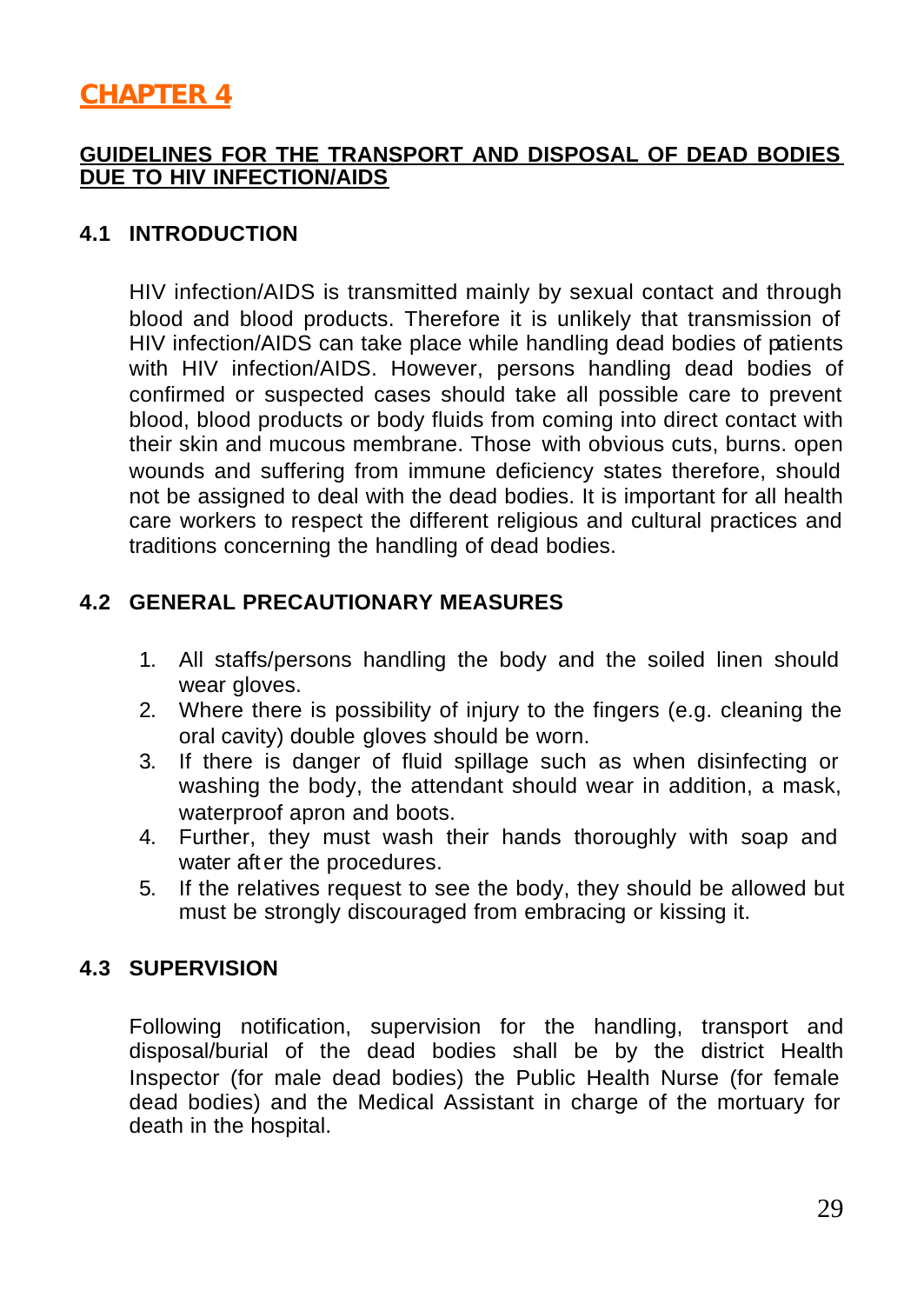# CHAPTER 4

## GUIDELINES FOR THE TRANSPORT AND DISPOSAL OF DEAD BODIES DUE TO HIV INFECTION/AIDS

### 4.1 INTRODUCTION

HIV infection/AIDS is transmitted mainly by sexual contact and through blood and blood products. Therefore it is unlikely that transmission of HIV infection/AIDS can take place while handling dead bodies of patients with HIV infection/AIDS. However, persons handling dead bodies of confirmed or suspected cases should take all possible care to prevent blood, blood products or body fluids from coming into direct contact with their skin and mucous membrane. Those with obvious cuts, burns. open wounds and suffering from immune deficiency states therefore, should not be assigned to deal with the dead bodies. It is important for all health care workers to respect the different religious and cultural practices and traditions concerning the handling of dead bodies.

### 4.2 GENERAL PRECAUTIONARY MEASURES

1. All staffs/persons handling the body and the soiled linen should wear gloves.
2. Where there is possibility of injury to the fingers (e.g. cleaning the oral cavity) double gloves should be worn.
3. If there is danger of fluid spillage such as when disinfecting or washing the body, the attendant should wear in addition, a mask, waterproof apron and boots.
4. Further, they must wash their hands thoroughly with soap and water after the procedures.
5. If the relatives request to see the body, they should be allowed but must be strongly discouraged from embracing or kissing it.

### 4.3 SUPERVISION

Following notification, supervision for the handling, transport and disposal/burial of the dead bodies shall be by the district Health Inspector (for male dead bodies) the Public Health Nurse (for female dead bodies) and the Medical Assistant in charge of the mortuary for death in the hospital.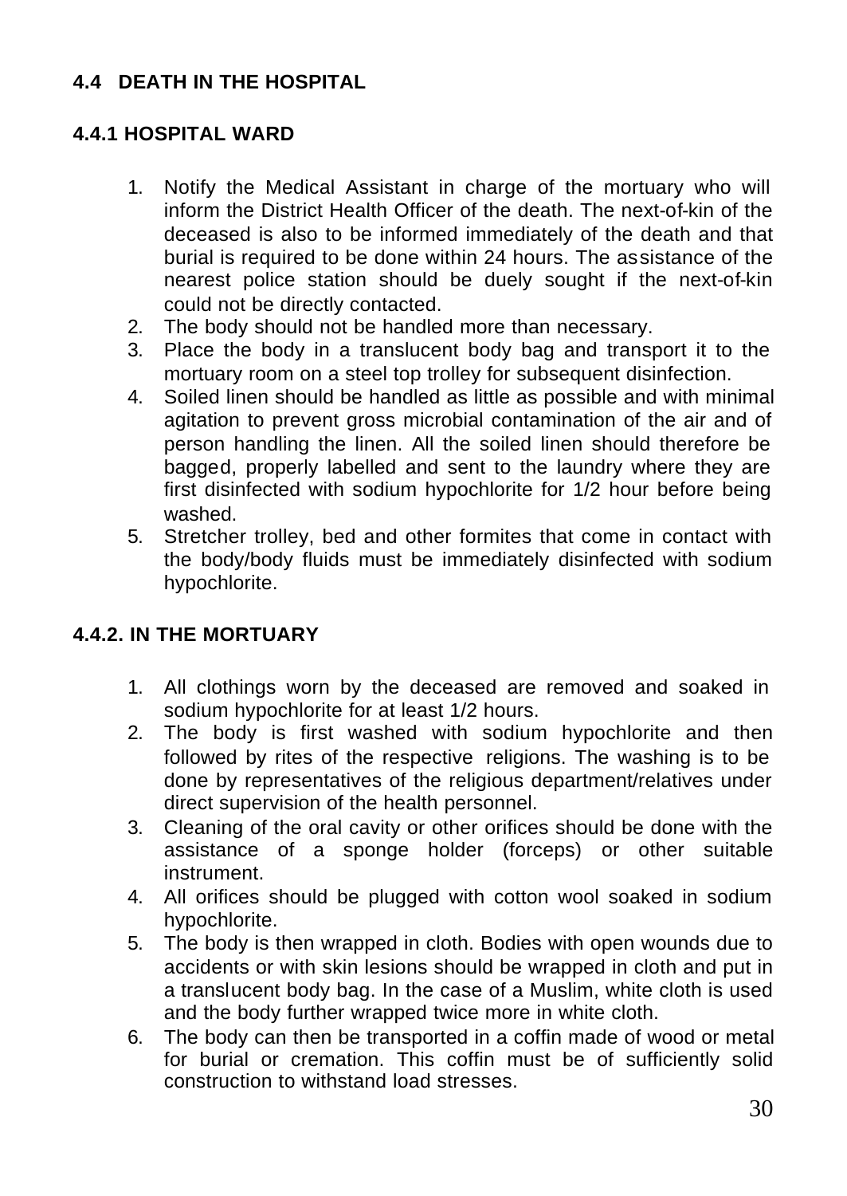## 4.4 DEATH IN THE HOSPITAL

### 4.4.1 HOSPITAL WARD

1. Notify the Medical Assistant in charge of the mortuary who will inform the District Health Officer of the death. The next-of-kin of the deceased is also to be informed immediately of the death and that burial is required to be done within 24 hours. The assistance of the nearest police station should be duely sought if the next-of-kin could not be directly contacted.
2. The body should not be handled more than necessary.
3. Place the body in a translucent body bag and transport it to the mortuary room on a steel top trolley for subsequent disinfection.
4. Soiled linen should be handled as little as possible and with minimal agitation to prevent gross microbial contamination of the air and of person handling the linen. All the soiled linen should therefore be bagged, properly labelled and sent to the laundry where they are first disinfected with sodium hypochlorite for 1/2 hour before being washed.
5. Stretcher trolley, bed and other formites that come in contact with the body/body fluids must be immediately disinfected with sodium hypochlorite.

### 4.4.2. IN THE MORTUARY

1. All clothings worn by the deceased are removed and soaked in sodium hypochlorite for at least 1/2 hours.
2. The body is first washed with sodium hypochlorite and then followed by rites of the respective religions. The washing is to be done by representatives of the religious department/relatives under direct supervision of the health personnel.
3. Cleaning of the oral cavity or other orifices should be done with the assistance of a sponge holder (forceps) or other suitable instrument.
4. All orifices should be plugged with cotton wool soaked in sodium hypochlorite.
5. The body is then wrapped in cloth. Bodies with open wounds due to accidents or with skin lesions should be wrapped in cloth and put in a translucent body bag. In the case of a Muslim, white cloth is used and the body further wrapped twice more in white cloth.
6. The body can then be transported in a coffin made of wood or metal for burial or cremation. This coffin must be of sufficiently solid construction to withstand load stresses.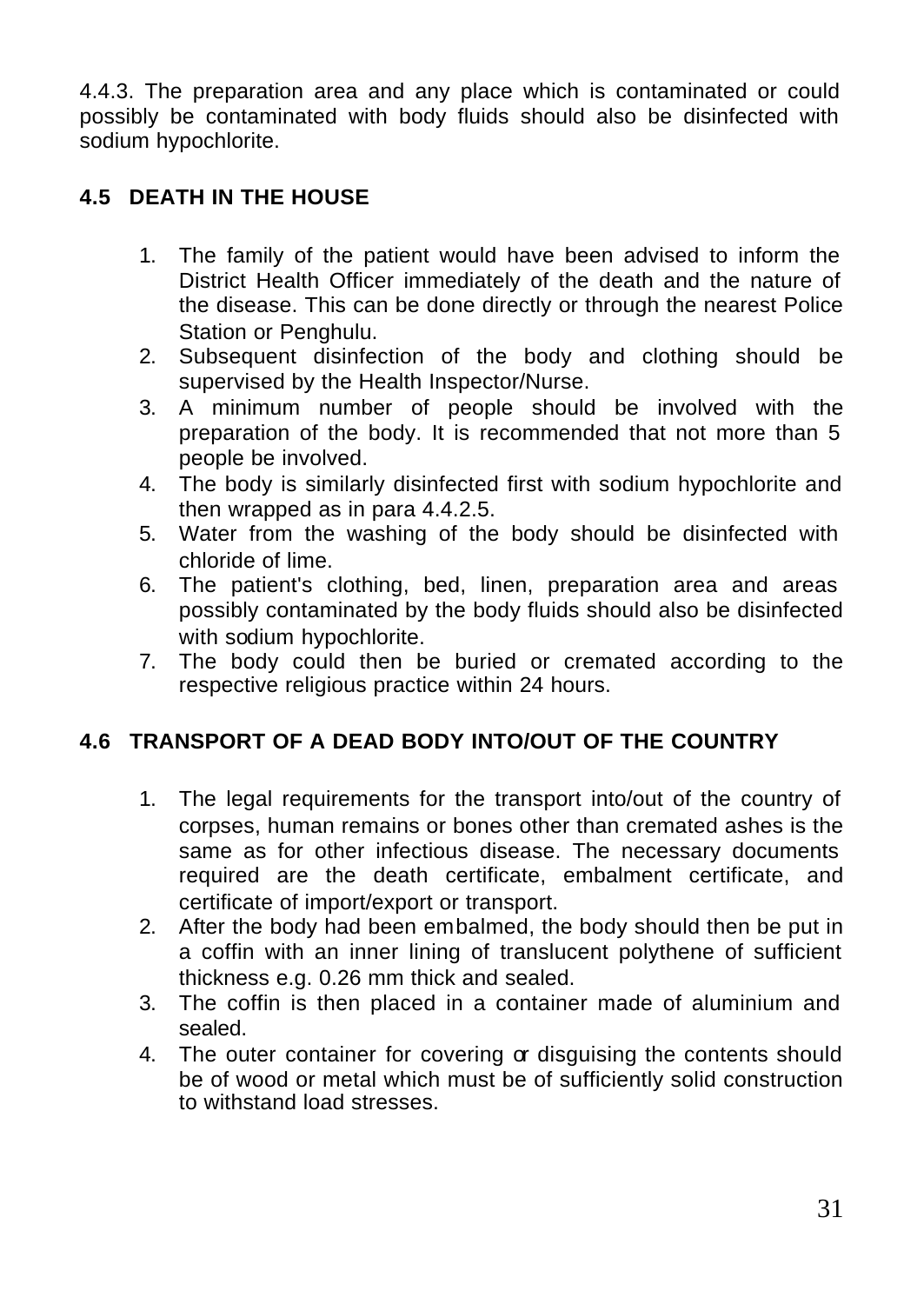4.4.3. The preparation area and any place which is contaminated or could possibly be contaminated with body fluids should also be disinfected with sodium hypochlorite.

## 4.5 DEATH IN THE HOUSE

1. The family of the patient would have been advised to inform the District Health Officer immediately of the death and the nature of the disease. This can be done directly or through the nearest Police Station or Penghulu.
2. Subsequent disinfection of the body and clothing should be supervised by the Health Inspector/Nurse.
3. A minimum number of people should be involved with the preparation of the body. It is recommended that not more than 5 people be involved.
4. The body is similarly disinfected first with sodium hypochlorite and then wrapped as in para 4.4.2.5.
5. Water from the washing of the body should be disinfected with chloride of lime.
6. The patient's clothing, bed, linen, preparation area and areas possibly contaminated by the body fluids should also be disinfected with sodium hypochlorite.
7. The body could then be buried or cremated according to the respective religious practice within 24 hours.

## 4.6 TRANSPORT OF A DEAD BODY INTO/OUT OF THE COUNTRY

1. The legal requirements for the transport into/out of the country of corpses, human remains or bones other than cremated ashes is the same as for other infectious disease. The necessary documents required are the death certificate, embalment certificate, and certificate of import/export or transport.
2. After the body had been embalmed, the body should then be put in a coffin with an inner lining of translucent polythene of sufficient thickness e.g. 0.26 mm thick and sealed.
3. The coffin is then placed in a container made of aluminium and sealed.
4. The outer container for covering or disguising the contents should be of wood or metal which must be of sufficiently solid construction to withstand load stresses.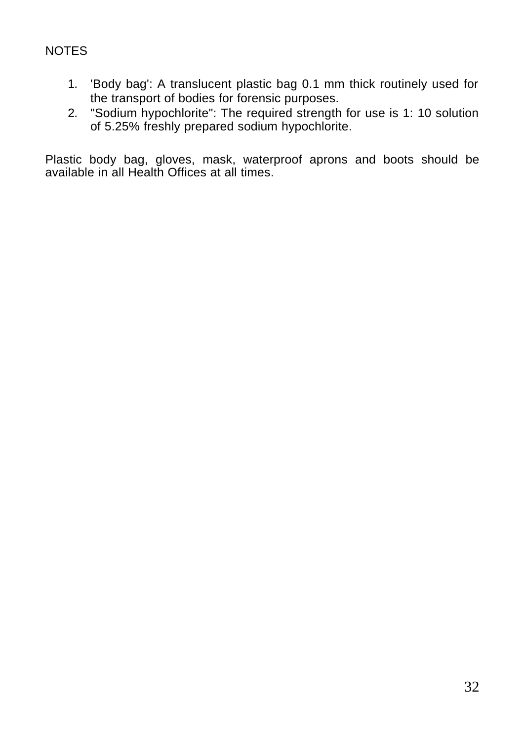NOTES

1. 'Body bag': A translucent plastic bag 0.1 mm thick routinely used for the transport of bodies for forensic purposes.
2. "Sodium hypochlorite": The required strength for use is 1: 10 solution of 5.25% freshly prepared sodium hypochlorite.

Plastic body bag, gloves, mask, waterproof aprons and boots should be available in all Health Offices at all times.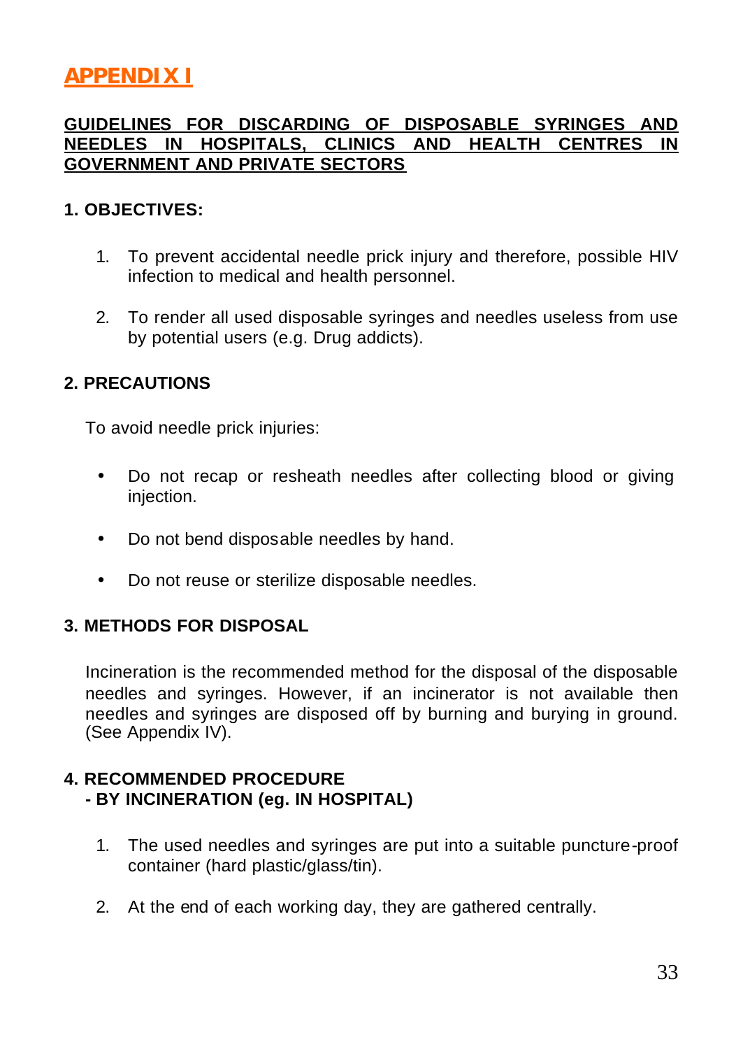# APPENDIX I

## GUIDELINES FOR DISCARDING OF DISPOSABLE SYRINGES AND NEEDLES IN HOSPITALS, CLINICS AND HEALTH CENTRES IN GOVERNMENT AND PRIVATE SECTORS

### 1. OBJECTIVES:

1. To prevent accidental needle prick injury and therefore, possible HIV infection to medical and health personnel.

2. To render all used disposable syringes and needles useless from use by potential users (e.g. Drug addicts).

### 2. PRECAUTIONS

To avoid needle prick injuries:

- Do not recap or resheath needles after collecting blood or giving injection.

- Do not bend disposable needles by hand.

- Do not reuse or sterilize disposable needles.

### 3. METHODS FOR DISPOSAL

Incineration is the recommended method for the disposal of the disposable needles and syringes. However, if an incinerator is not available then needles and syringes are disposed off by burning and burying in ground. (See Appendix IV).

### 4. RECOMMENDED PROCEDURE
### - BY INCINERATION (eg. IN HOSPITAL)

1. The used needles and syringes are put into a suitable puncture-proof container (hard plastic/glass/tin).

2. At the end of each working day, they are gathered centrally.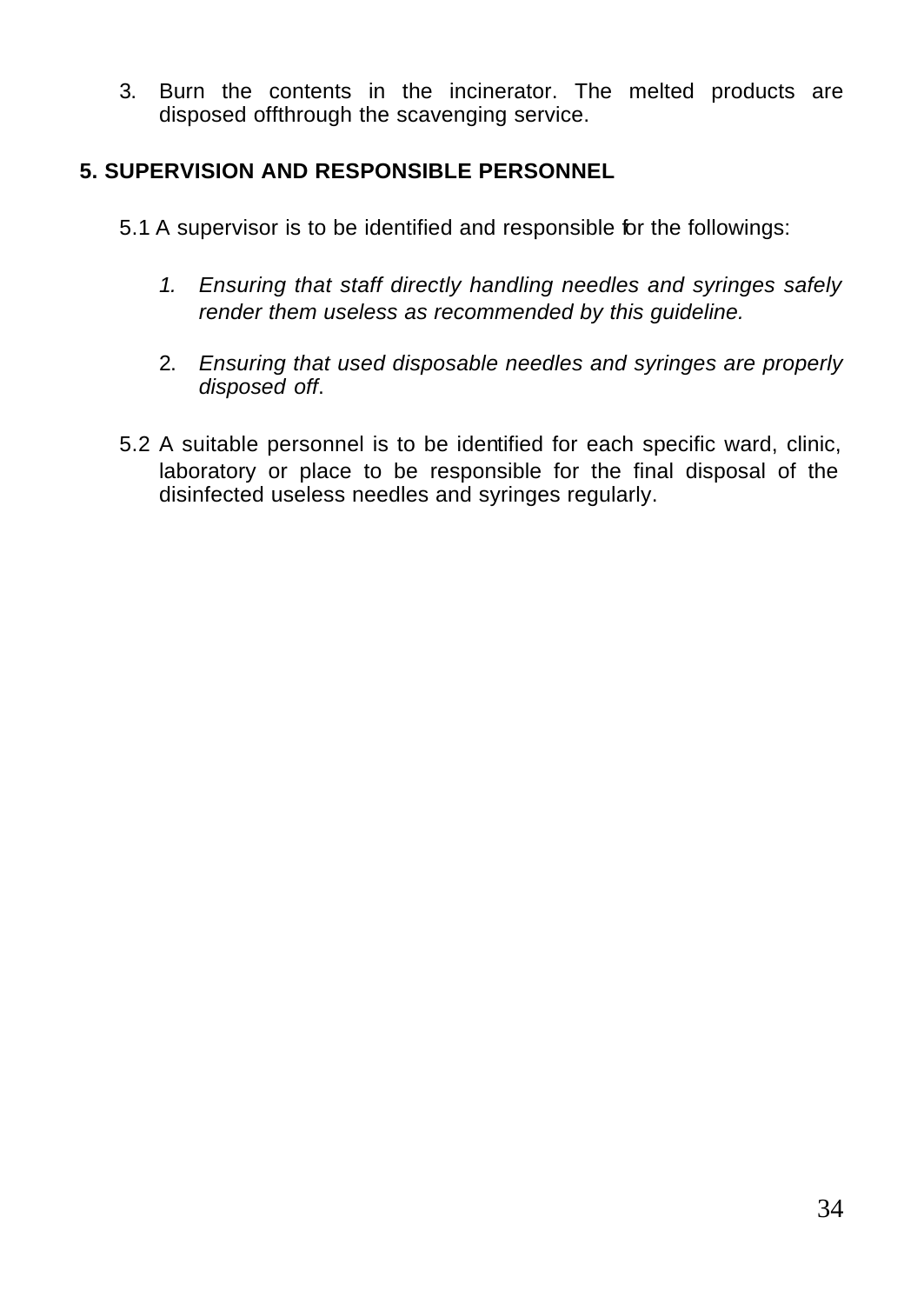3. Burn the contents in the incinerator. The melted products are disposed offthrough the scavenging service.

## 5. SUPERVISION AND RESPONSIBLE PERSONNEL

5.1 A supervisor is to be identified and responsible for the followings:

1. *Ensuring that staff directly handling needles and syringes safely render them useless as recommended by this guideline.*

2. *Ensuring that used disposable needles and syringes are properly disposed off*.

5.2 A suitable personnel is to be identified for each specific ward, clinic, laboratory or place to be responsible for the final disposal of the disinfected useless needles and syringes regularly.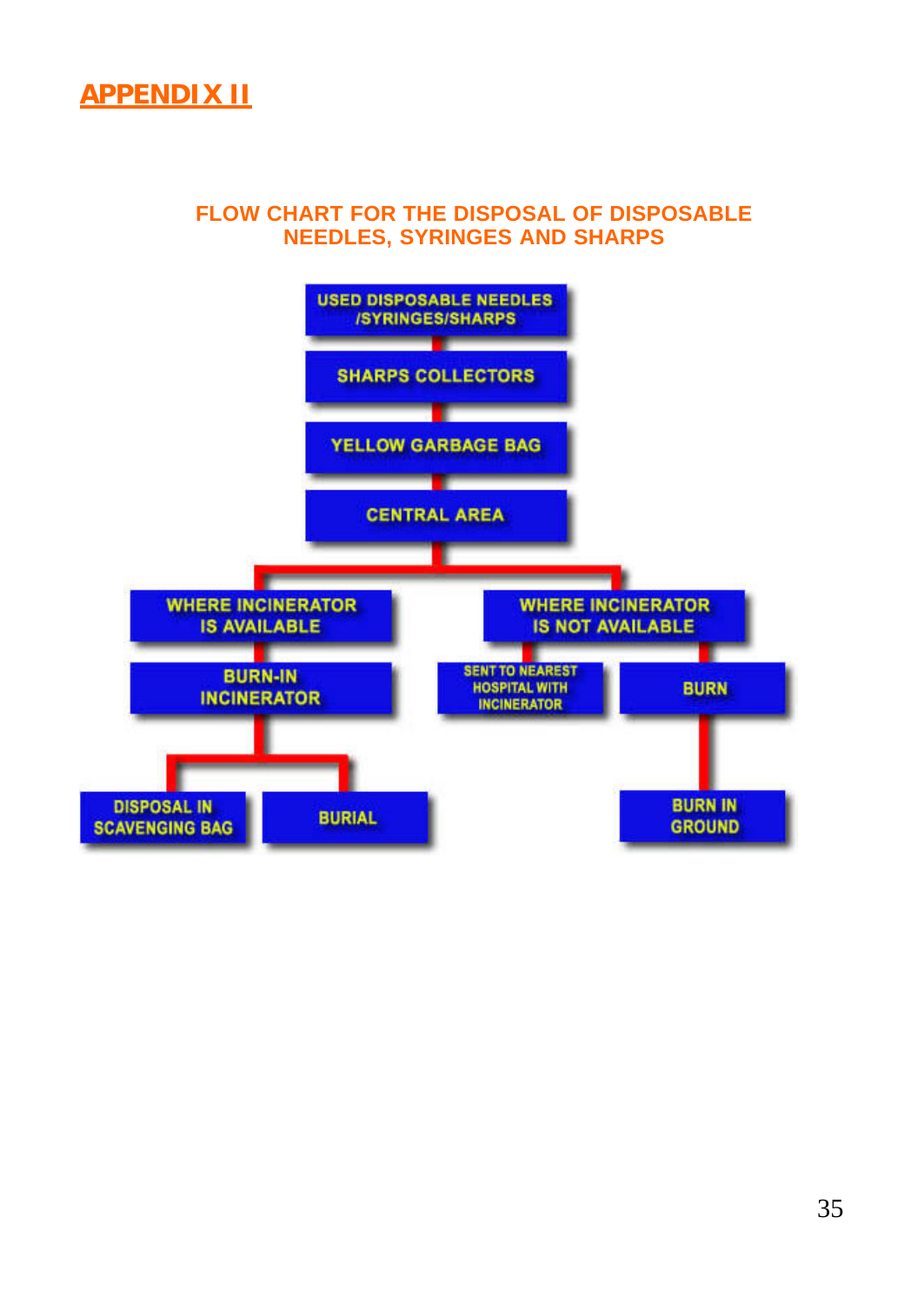## APPENDIX II

### FLOW CHART FOR THE DISPOSAL OF DISPOSABLE NEEDLES, SYRINGES AND SHARPS

- USED DISPOSABLE NEEDLES /SYRINGES/SHARPS
  - SHARPS COLLECTORS
    - YELLOW GARBAGE BAG
      - CENTRAL AREA
        - WHERE INCINERATOR IS AVAILABLE
          - BURN-IN INCINERATOR
            - DISPOSAL IN SCAVENGING BAG
            - BURIAL
        - WHERE INCINERATOR IS NOT AVAILABLE
          - SENT TO NEAREST HOSPITAL WITH INCINERATOR
          - BURN
            - BURN IN GROUND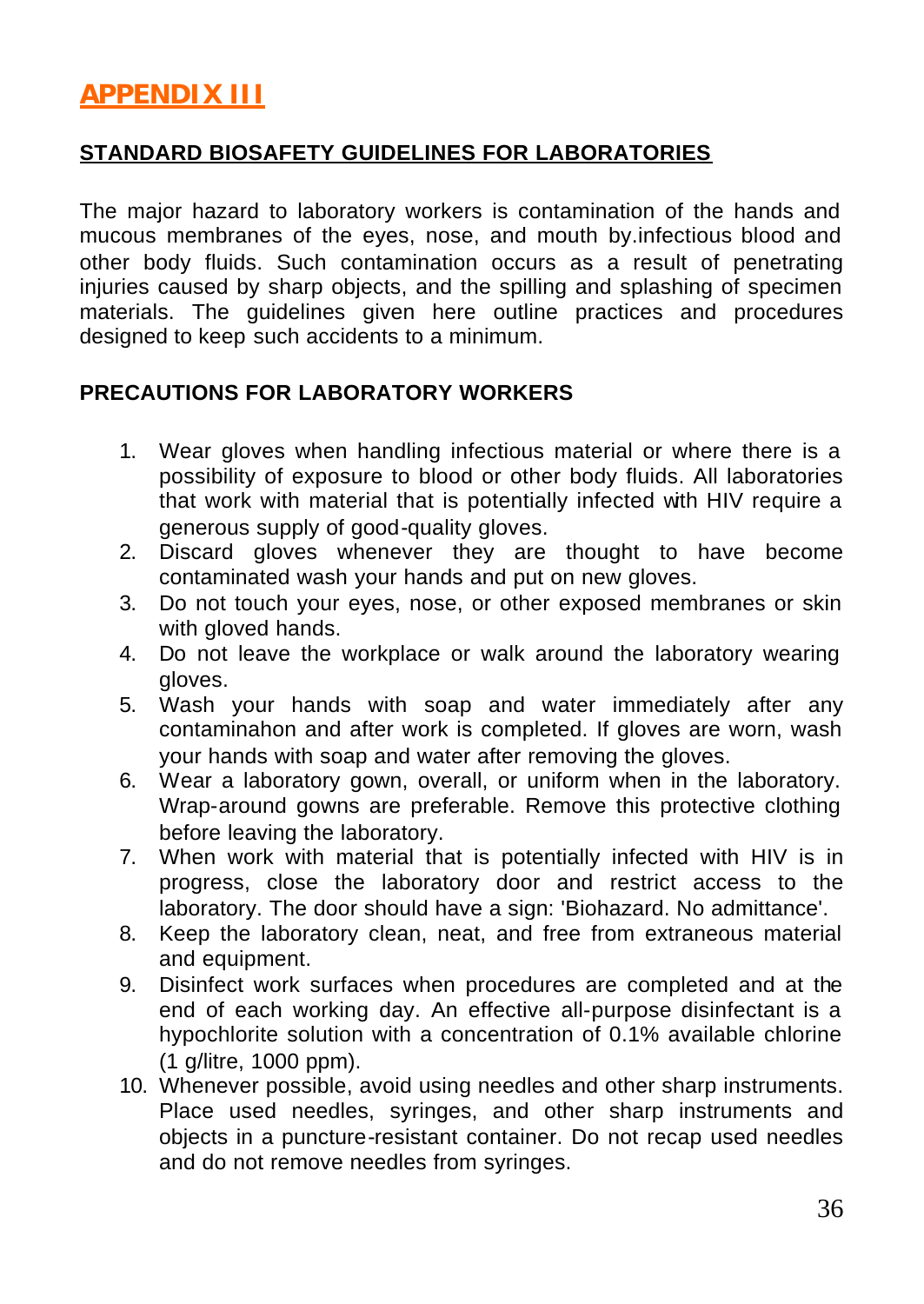# APPENDIX III

## STANDARD BIOSAFETY GUIDELINES FOR LABORATORIES

The major hazard to laboratory workers is contamination of the hands and mucous membranes of the eyes, nose, and mouth by.infectious blood and other body fluids. Such contamination occurs as a result of penetrating injuries caused by sharp objects, and the spilling and splashing of specimen materials. The guidelines given here outline practices and procedures designed to keep such accidents to a minimum.

### PRECAUTIONS FOR LABORATORY WORKERS

1. Wear gloves when handling infectious material or where there is a possibility of exposure to blood or other body fluids. All laboratories that work with material that is potentially infected with HIV require a generous supply of good-quality gloves.
2. Discard gloves whenever they are thought to have become contaminated wash your hands and put on new gloves.
3. Do not touch your eyes, nose, or other exposed membranes or skin with gloved hands.
4. Do not leave the workplace or walk around the laboratory wearing gloves.
5. Wash your hands with soap and water immediately after any contaminahon and after work is completed. If gloves are worn, wash your hands with soap and water after removing the gloves.
6. Wear a laboratory gown, overall, or uniform when in the laboratory. Wrap-around gowns are preferable. Remove this protective clothing before leaving the laboratory.
7. When work with material that is potentially infected with HIV is in progress, close the laboratory door and restrict access to the laboratory. The door should have a sign: 'Biohazard. No admittance'.
8. Keep the laboratory clean, neat, and free from extraneous material and equipment.
9. Disinfect work surfaces when procedures are completed and at the end of each working day. An effective all-purpose disinfectant is a hypochlorite solution with a concentration of 0.1% available chlorine (1 g/litre, 1000 ppm).
10. Whenever possible, avoid using needles and other sharp instruments. Place used needles, syringes, and other sharp instruments and objects in a puncture-resistant container. Do not recap used needles and do not remove needles from syringes.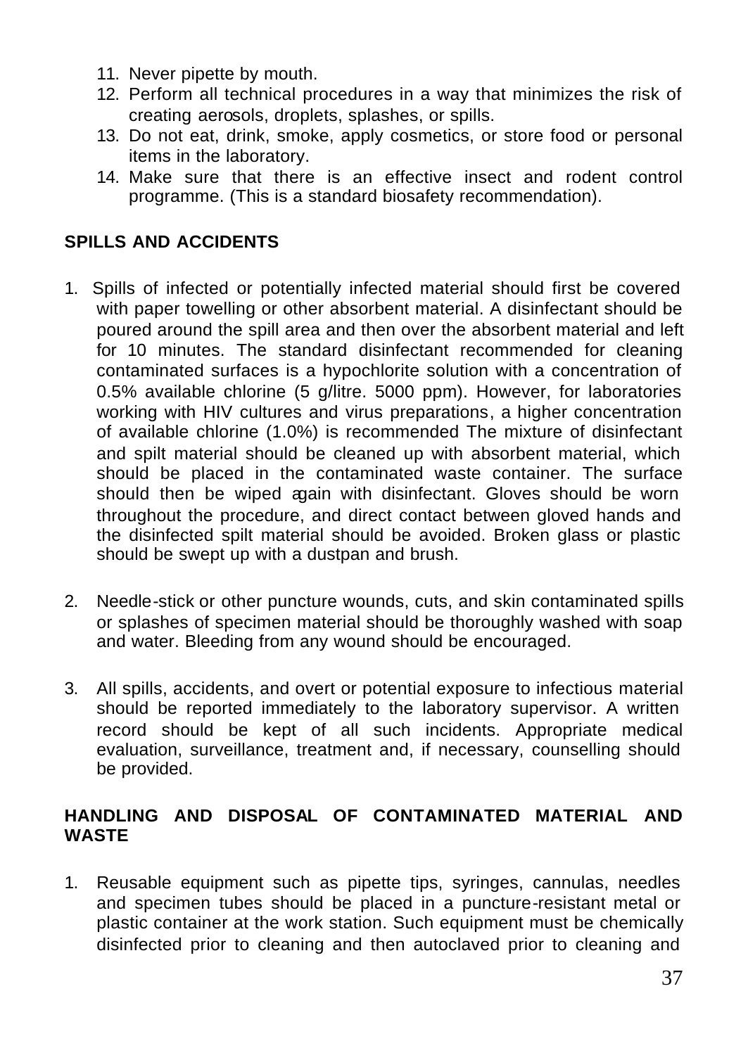11. Never pipette by mouth.
12. Perform all technical procedures in a way that minimizes the risk of creating aerosols, droplets, splashes, or spills.
13. Do not eat, drink, smoke, apply cosmetics, or store food or personal items in the laboratory.
14. Make sure that there is an effective insect and rodent control programme. (This is a standard biosafety recommendation).

## SPILLS AND ACCIDENTS

1. Spills of infected or potentially infected material should first be covered with paper towelling or other absorbent material. A disinfectant should be poured around the spill area and then over the absorbent material and left for 10 minutes. The standard disinfectant recommended for cleaning contaminated surfaces is a hypochlorite solution with a concentration of 0.5% available chlorine (5 g/litre. 5000 ppm). However, for laboratories working with HIV cultures and virus preparations, a higher concentration of available chlorine (1.0%) is recommended The mixture of disinfectant and spilt material should be cleaned up with absorbent material, which should be placed in the contaminated waste container. The surface should then be wiped again with disinfectant. Gloves should be worn throughout the procedure, and direct contact between gloved hands and the disinfected spilt material should be avoided. Broken glass or plastic should be swept up with a dustpan and brush.

2. Needle-stick or other puncture wounds, cuts, and skin contaminated spills or splashes of specimen material should be thoroughly washed with soap and water. Bleeding from any wound should be encouraged.

3. All spills, accidents, and overt or potential exposure to infectious material should be reported immediately to the laboratory supervisor. A written record should be kept of all such incidents. Appropriate medical evaluation, surveillance, treatment and, if necessary, counselling should be provided.

## HANDLING AND DISPOSAL OF CONTAMINATED MATERIAL AND WASTE

1. Reusable equipment such as pipette tips, syringes, cannulas, needles and specimen tubes should be placed in a puncture-resistant metal or plastic container at the work station. Such equipment must be chemically disinfected prior to cleaning and then autoclaved prior to cleaning and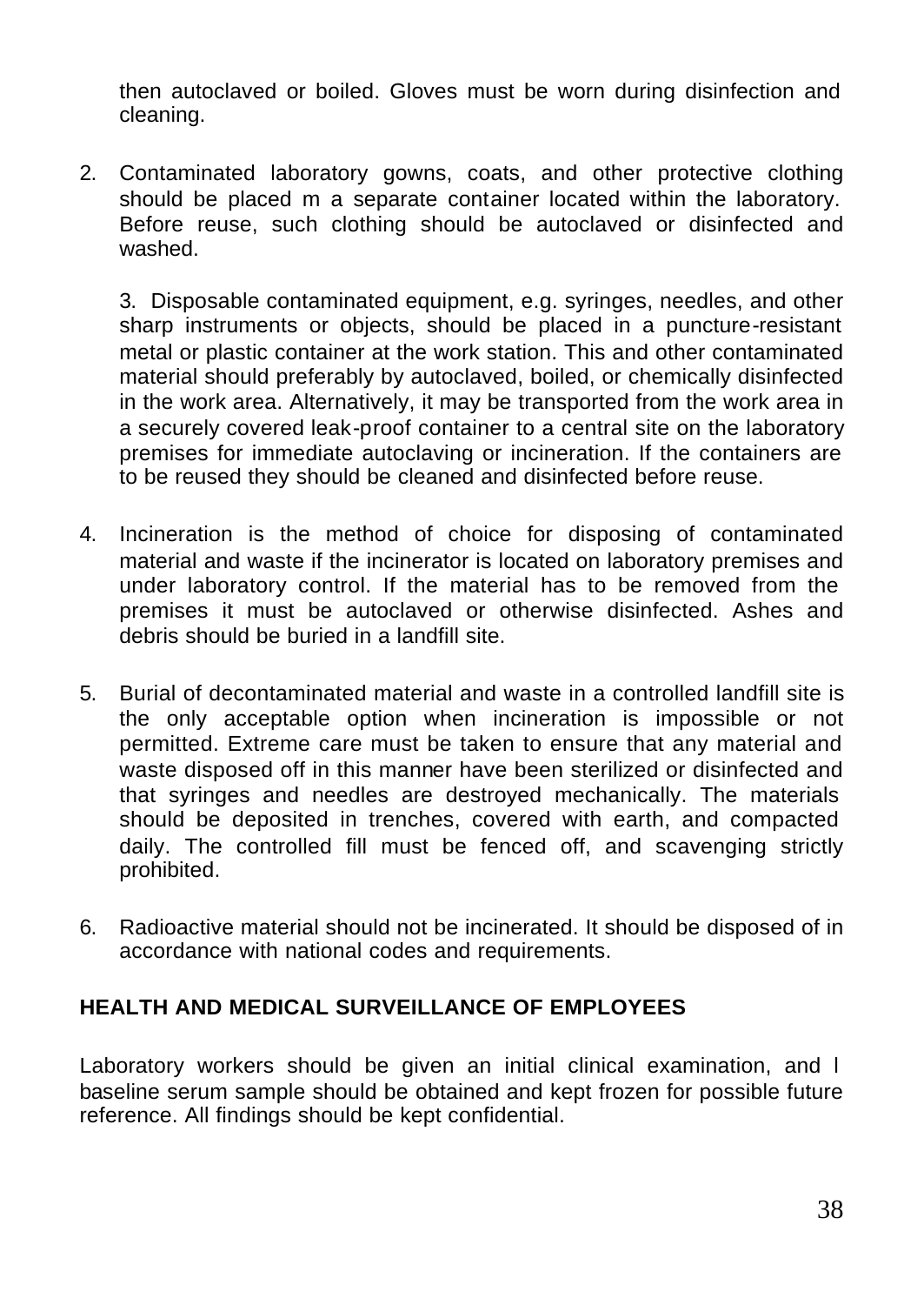then autoclaved or boiled. Gloves must be worn during disinfection and cleaning.

2. Contaminated laboratory gowns, coats, and other protective clothing should be placed m a separate container located within the laboratory. Before reuse, such clothing should be autoclaved or disinfected and washed.

3. Disposable contaminated equipment, e.g. syringes, needles, and other sharp instruments or objects, should be placed in a puncture-resistant metal or plastic container at the work station. This and other contaminated material should preferably by autoclaved, boiled, or chemically disinfected in the work area. Alternatively, it may be transported from the work area in a securely covered leak-proof container to a central site on the laboratory premises for immediate autoclaving or incineration. If the containers are to be reused they should be cleaned and disinfected before reuse.

4. Incineration is the method of choice for disposing of contaminated material and waste if the incinerator is located on laboratory premises and under laboratory control. If the material has to be removed from the premises it must be autoclaved or otherwise disinfected. Ashes and debris should be buried in a landfill site.

5. Burial of decontaminated material and waste in a controlled landfill site is the only acceptable option when incineration is impossible or not permitted. Extreme care must be taken to ensure that any material and waste disposed off in this manner have been sterilized or disinfected and that syringes and needles are destroyed mechanically. The materials should be deposited in trenches, covered with earth, and compacted daily. The controlled fill must be fenced off, and scavenging strictly prohibited.

6. Radioactive material should not be incinerated. It should be disposed of in accordance with national codes and requirements.

## HEALTH AND MEDICAL SURVEILLANCE OF EMPLOYEES

Laboratory workers should be given an initial clinical examination, and l baseline serum sample should be obtained and kept frozen for possible future reference. All findings should be kept confidential.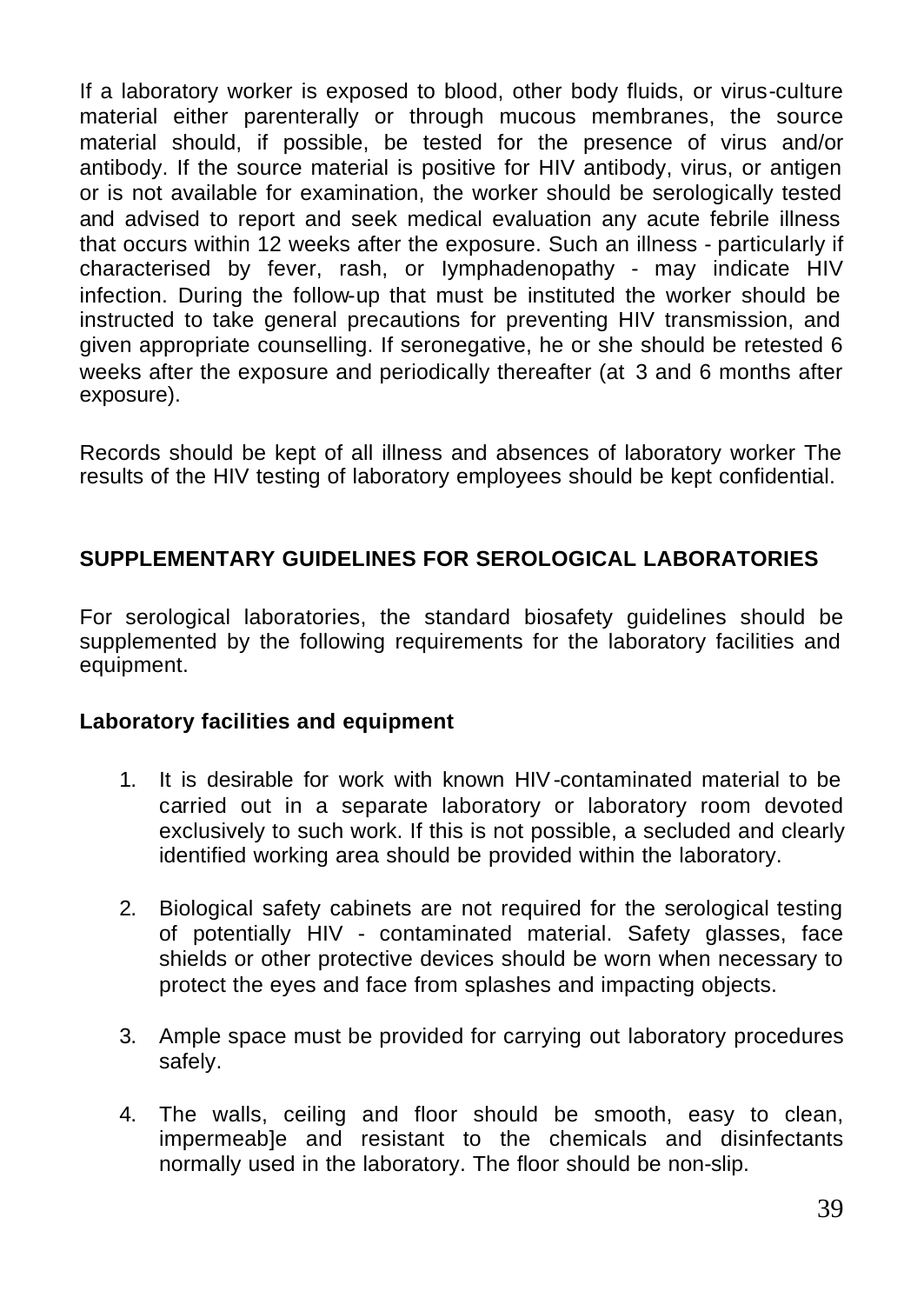If a laboratory worker is exposed to blood, other body fluids, or virus-culture material either parenterally or through mucous membranes, the source material should, if possible, be tested for the presence of virus and/or antibody. If the source material is positive for HIV antibody, virus, or antigen or is not available for examination, the worker should be serologically tested and advised to report and seek medical evaluation any acute febrile illness that occurs within 12 weeks after the exposure. Such an illness - particularly if characterised by fever, rash, or Iymphadenopathy - may indicate HIV infection. During the follow-up that must be instituted the worker should be instructed to take general precautions for preventing HIV transmission, and given appropriate counselling. If seronegative, he or she should be retested 6 weeks after the exposure and periodically thereafter (at 3 and 6 months after exposure).

Records should be kept of all illness and absences of laboratory worker The results of the HIV testing of laboratory employees should be kept confidential.

## SUPPLEMENTARY GUIDELINES FOR SEROLOGICAL LABORATORIES

For serological laboratories, the standard biosafety guidelines should be supplemented by the following requirements for the laboratory facilities and equipment.

### Laboratory facilities and equipment

1. It is desirable for work with known HIV-contaminated material to be carried out in a separate laboratory or laboratory room devoted exclusively to such work. If this is not possible, a secluded and clearly identified working area should be provided within the laboratory.

2. Biological safety cabinets are not required for the serological testing of potentially HIV - contaminated material. Safety glasses, face shields or other protective devices should be worn when necessary to protect the eyes and face from splashes and impacting objects.

3. Ample space must be provided for carrying out laboratory procedures safely.

4. The walls, ceiling and floor should be smooth, easy to clean, impermeab]e and resistant to the chemicals and disinfectants normally used in the laboratory. The floor should be non-slip.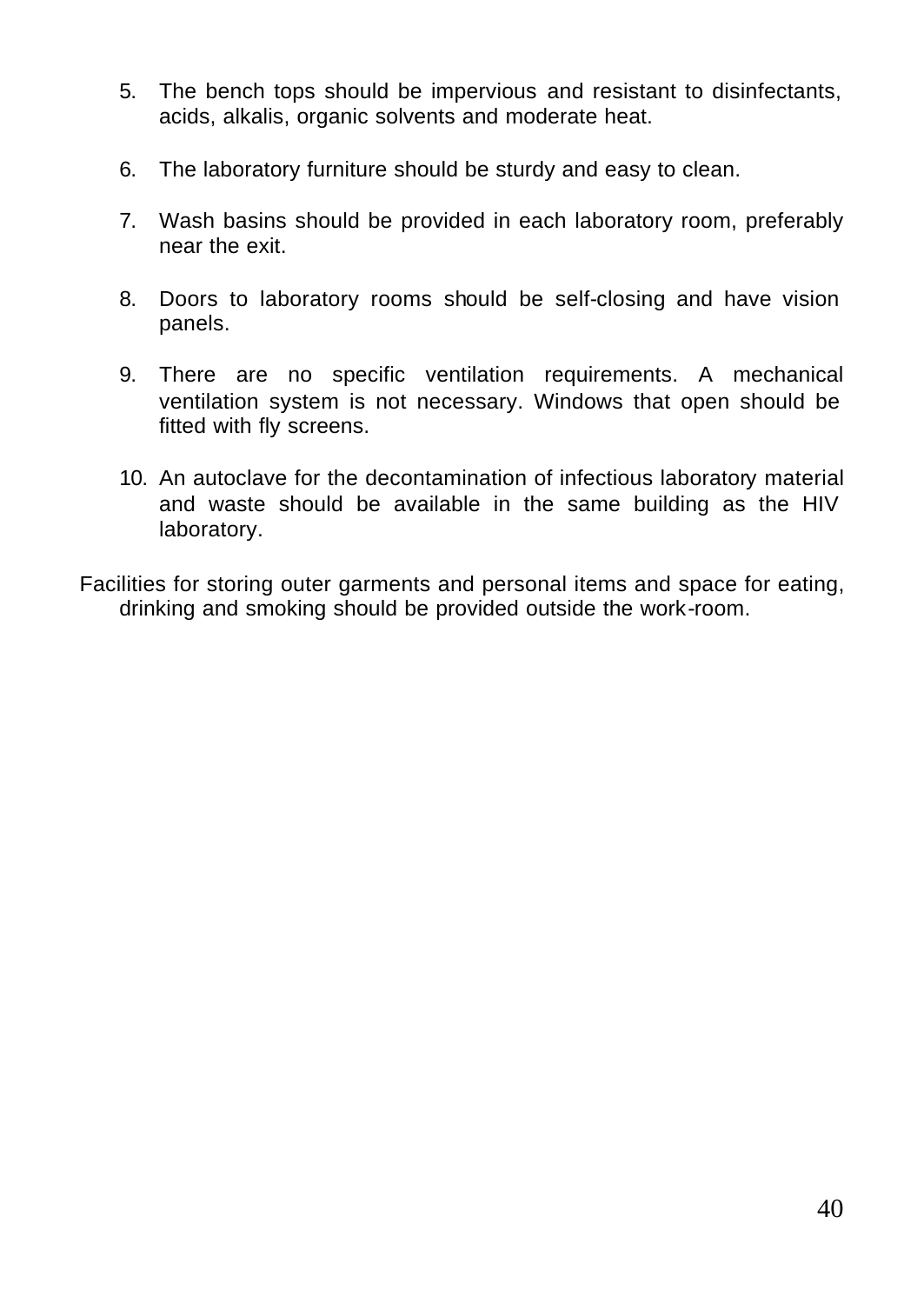5. The bench tops should be impervious and resistant to disinfectants, acids, alkalis, organic solvents and moderate heat.

6. The laboratory furniture should be sturdy and easy to clean.

7. Wash basins should be provided in each laboratory room, preferably near the exit.

8. Doors to laboratory rooms should be self-closing and have vision panels.

9. There are no specific ventilation requirements. A mechanical ventilation system is not necessary. Windows that open should be fitted with fly screens.

10. An autoclave for the decontamination of infectious laboratory material and waste should be available in the same building as the HIV laboratory.

Facilities for storing outer garments and personal items and space for eating, drinking and smoking should be provided outside the work-room.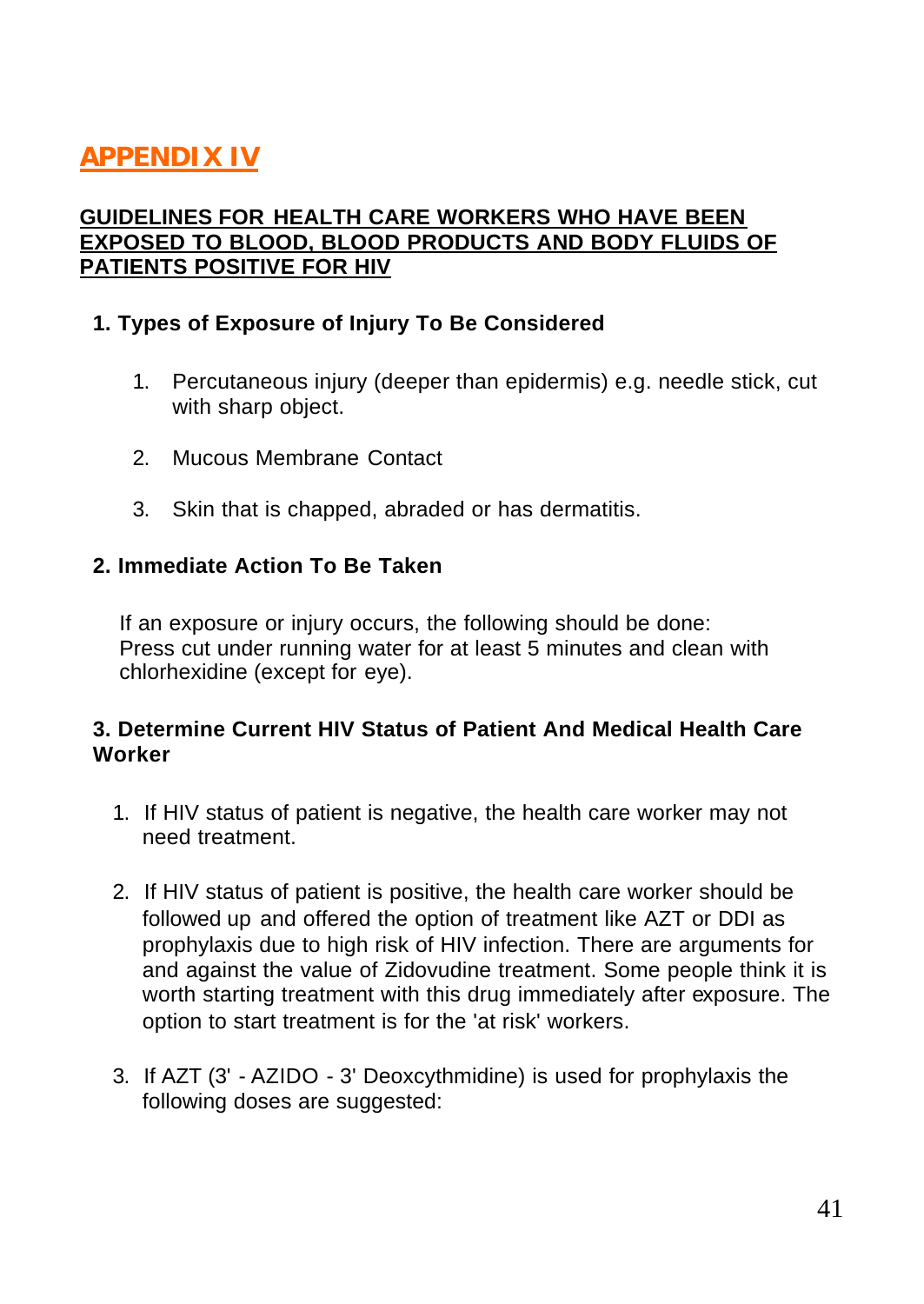# APPENDIX IV

## GUIDELINES FOR HEALTH CARE WORKERS WHO HAVE BEEN EXPOSED TO BLOOD, BLOOD PRODUCTS AND BODY FLUIDS OF PATIENTS POSITIVE FOR HIV

### 1. Types of Exposure of Injury To Be Considered

1. Percutaneous injury (deeper than epidermis) e.g. needle stick, cut with sharp object.
2. Mucous Membrane Contact
3. Skin that is chapped, abraded or has dermatitis.

### 2. Immediate Action To Be Taken

If an exposure or injury occurs, the following should be done: Press cut under running water for at least 5 minutes and clean with chlorhexidine (except for eye).

### 3. Determine Current HIV Status of Patient And Medical Health Care Worker

1. If HIV status of patient is negative, the health care worker may not need treatment.
2. If HIV status of patient is positive, the health care worker should be followed up and offered the option of treatment like AZT or DDI as prophylaxis due to high risk of HIV infection. There are arguments for and against the value of Zidovudine treatment. Some people think it is worth starting treatment with this drug immediately after exposure. The option to start treatment is for the 'at risk' workers.
3. If AZT (3' - AZIDO - 3' Deoxcythmidine) is used for prophylaxis the following doses are suggested: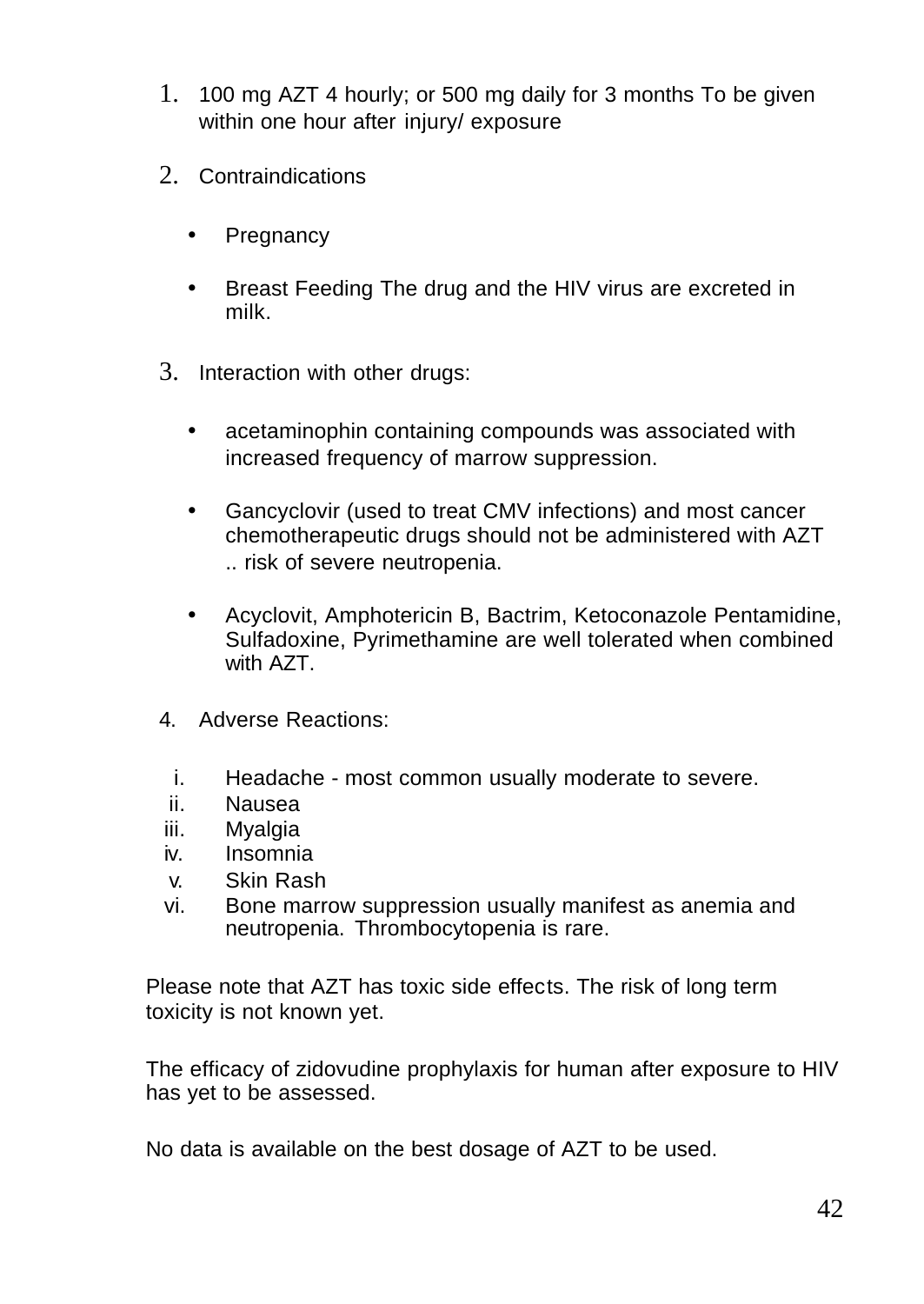1. 100 mg AZT 4 hourly; or 500 mg daily for 3 months To be given within one hour after injury/ exposure

2. Contraindications

   - Pregnancy

   - Breast Feeding The drug and the HIV virus are excreted in milk.

3. Interaction with other drugs:

   - acetaminophin containing compounds was associated with increased frequency of marrow suppression.

   - Gancyclovir (used to treat CMV infections) and most cancer chemotherapeutic drugs should not be administered with AZT .. risk of severe neutropenia.

   - Acyclovit, Amphotericin B, Bactrim, Ketoconazole Pentamidine, Sulfadoxine, Pyrimethamine are well tolerated when combined with AZT.

4. Adverse Reactions:

   i. Headache - most common usually moderate to severe.
   ii. Nausea
   iii. Myalgia
   iv. Insomnia
   v. Skin Rash
   vi. Bone marrow suppression usually manifest as anemia and neutropenia. Thrombocytopenia is rare.

Please note that AZT has toxic side effects. The risk of long term toxicity is not known yet.

The efficacy of zidovudine prophylaxis for human after exposure to HIV has yet to be assessed.

No data is available on the best dosage of AZT to be used.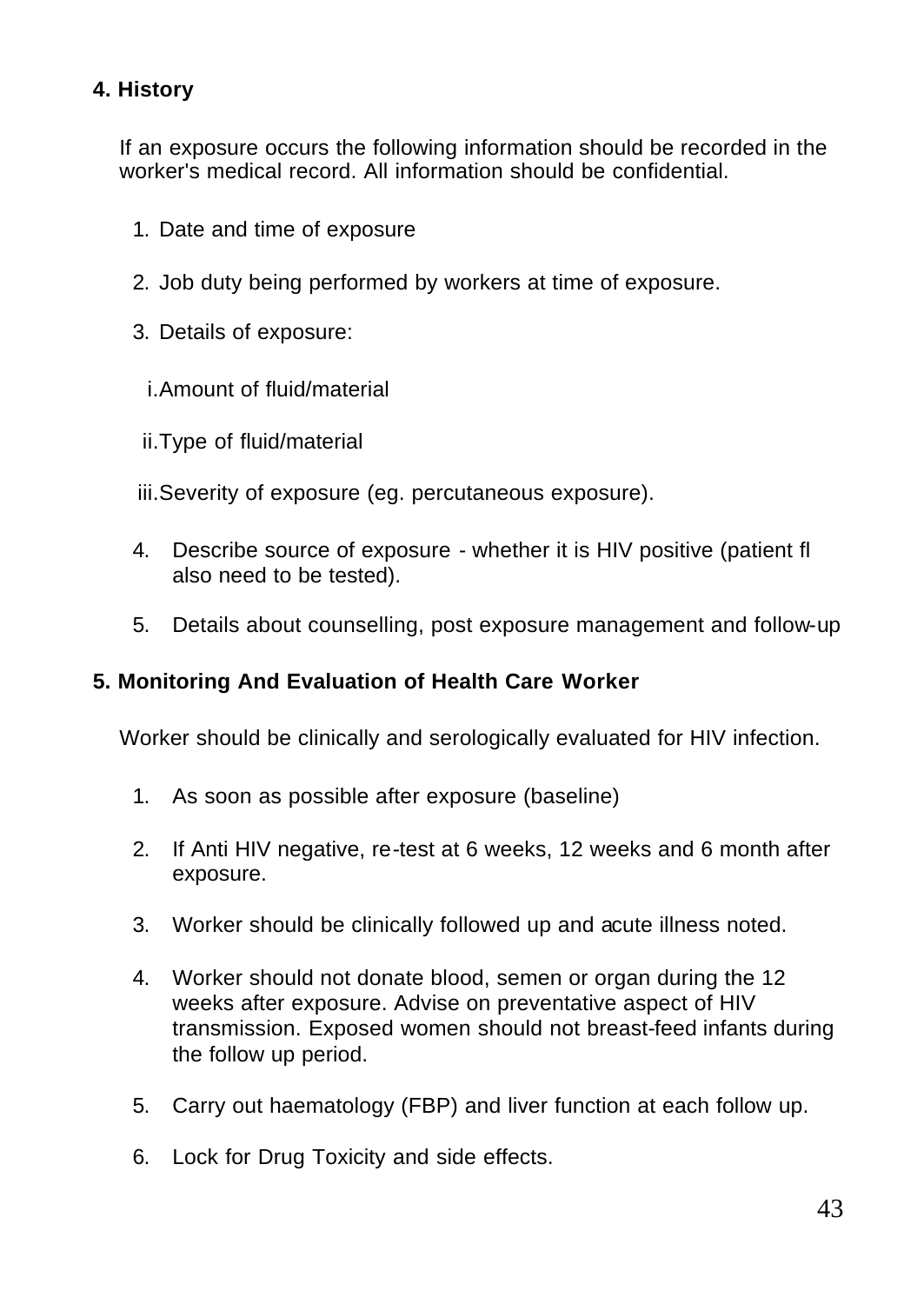## 4. History

If an exposure occurs the following information should be recorded in the worker's medical record. All information should be confidential.

1. Date and time of exposure
2. Job duty being performed by workers at time of exposure.
3. Details of exposure:

   i. Amount of fluid/material

   ii. Type of fluid/material

   iii. Severity of exposure (eg. percutaneous exposure).

4. Describe source of exposure - whether it is HIV positive (patient fl also need to be tested).
5. Details about counselling, post exposure management and follow-up

## 5. Monitoring And Evaluation of Health Care Worker

Worker should be clinically and serologically evaluated for HIV infection.

1. As soon as possible after exposure (baseline)
2. If Anti HIV negative, re-test at 6 weeks, 12 weeks and 6 month after exposure.
3. Worker should be clinically followed up and acute illness noted.
4. Worker should not donate blood, semen or organ during the 12 weeks after exposure. Advise on preventative aspect of HIV transmission. Exposed women should not breast-feed infants during the follow up period.
5. Carry out haematology (FBP) and liver function at each follow up.
6. Lock for Drug Toxicity and side effects.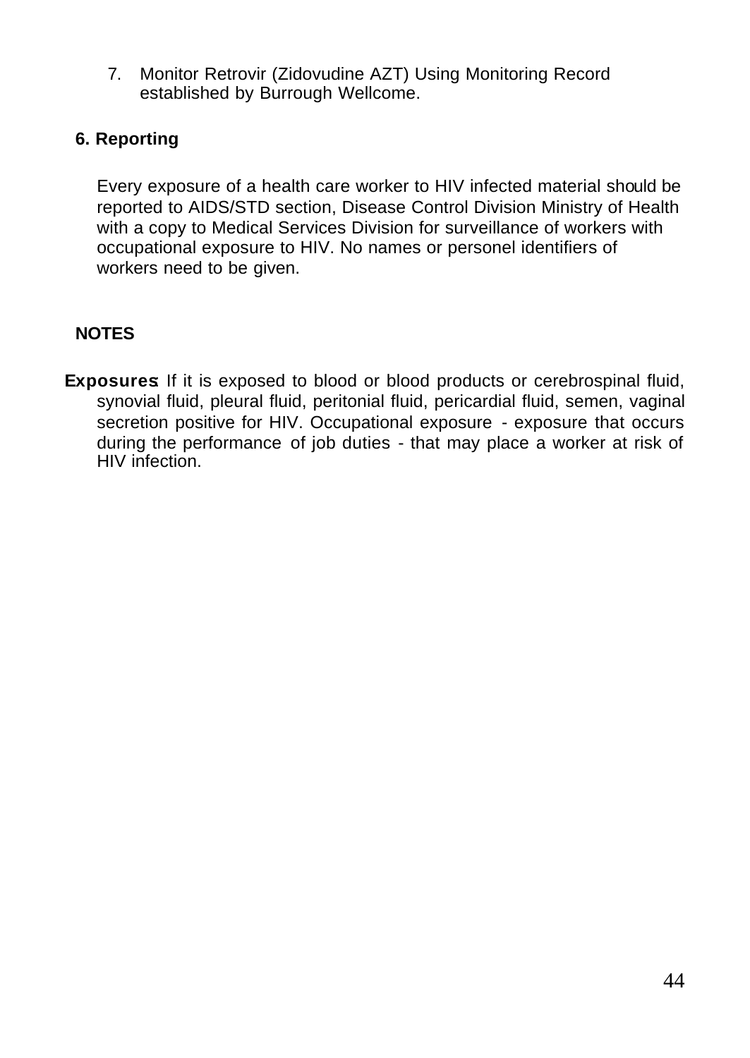7. Monitor Retrovir (Zidovudine AZT) Using Monitoring Record established by Burrough Wellcome.

## 6. Reporting

Every exposure of a health care worker to HIV infected material should be reported to AIDS/STD section, Disease Control Division Ministry of Health with a copy to Medical Services Division for surveillance of workers with occupational exposure to HIV. No names or personel identifiers of workers need to be given.

## NOTES

**Exposures**: If it is exposed to blood or blood products or cerebrospinal fluid, synovial fluid, pleural fluid, peritonial fluid, pericardial fluid, semen, vaginal secretion positive for HIV. Occupational exposure - exposure that occurs during the performance of job duties - that may place a worker at risk of HIV infection.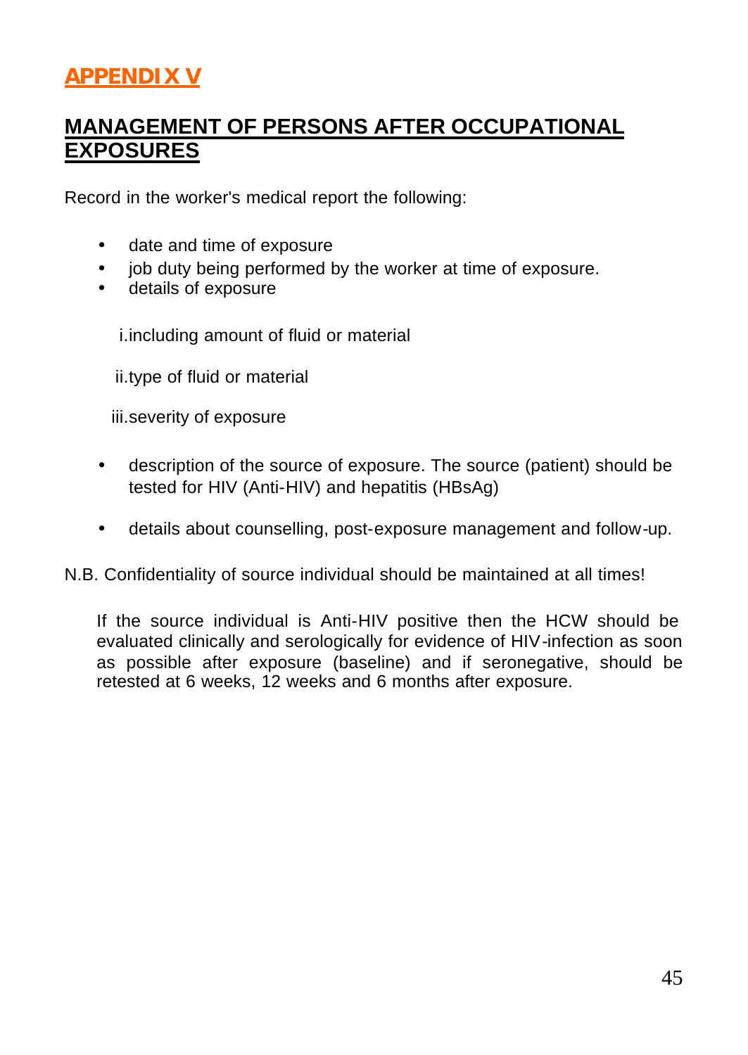## APPENDIX V

## MANAGEMENT OF PERSONS AFTER OCCUPATIONAL EXPOSURES

Record in the worker's medical report the following:

- date and time of exposure
- job duty being performed by the worker at time of exposure.
- details of exposure

  i. including amount of fluid or material

  ii. type of fluid or material

  iii. severity of exposure

- description of the source of exposure. The source (patient) should be tested for HIV (Anti-HIV) and hepatitis (HBsAg)

- details about counselling, post-exposure management and follow-up.

N.B. Confidentiality of source individual should be maintained at all times!

If the source individual is Anti-HIV positive then the HCW should be evaluated clinically and serologically for evidence of HIV-infection as soon as possible after exposure (baseline) and if seronegative, should be retested at 6 weeks, 12 weeks and 6 months after exposure.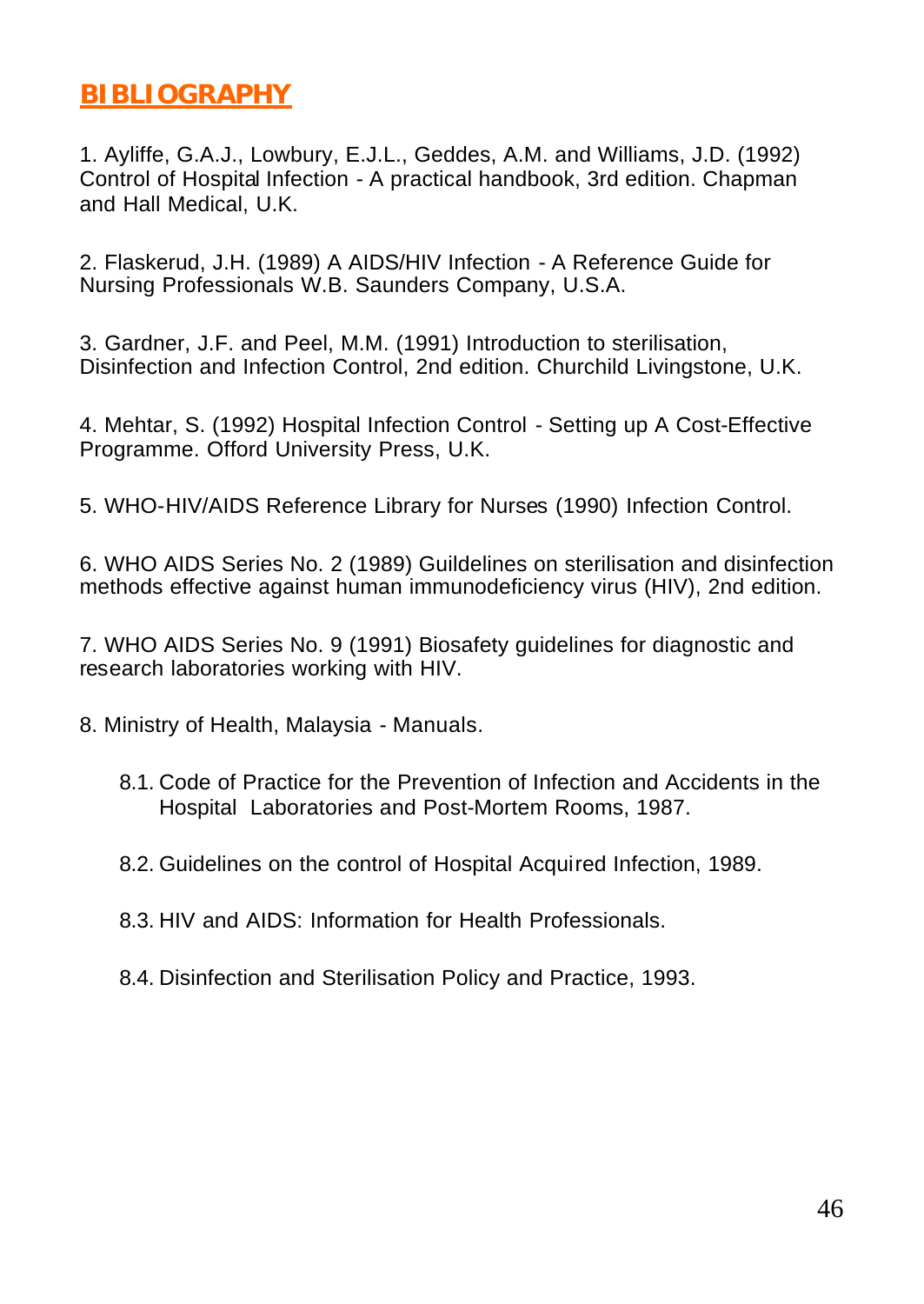## BIBLIOGRAPHY

1. Ayliffe, G.A.J., Lowbury, E.J.L., Geddes, A.M. and Williams, J.D. (1992) Control of Hospital Infection - A practical handbook, 3rd edition. Chapman and Hall Medical, U.K.

2. Flaskerud, J.H. (1989) A AIDS/HIV Infection - A Reference Guide for Nursing Professionals W.B. Saunders Company, U.S.A.

3. Gardner, J.F. and Peel, M.M. (1991) Introduction to sterilisation, Disinfection and Infection Control, 2nd edition. Churchild Livingstone, U.K.

4. Mehtar, S. (1992) Hospital Infection Control - Setting up A Cost-Effective Programme. Offord University Press, U.K.

5. WHO-HIV/AIDS Reference Library for Nurses (1990) Infection Control.

6. WHO AIDS Series No. 2 (1989) Guildelines on sterilisation and disinfection methods effective against human immunodeficiency virus (HIV), 2nd edition.

7. WHO AIDS Series No. 9 (1991) Biosafety guidelines for diagnostic and research laboratories working with HIV.

8. Ministry of Health, Malaysia - Manuals.

   8.1. Code of Practice for the Prevention of Infection and Accidents in the Hospital Laboratories and Post-Mortem Rooms, 1987.

   8.2. Guidelines on the control of Hospital Acquired Infection, 1989.

   8.3. HIV and AIDS: Information for Health Professionals.

   8.4. Disinfection and Sterilisation Policy and Practice, 1993.